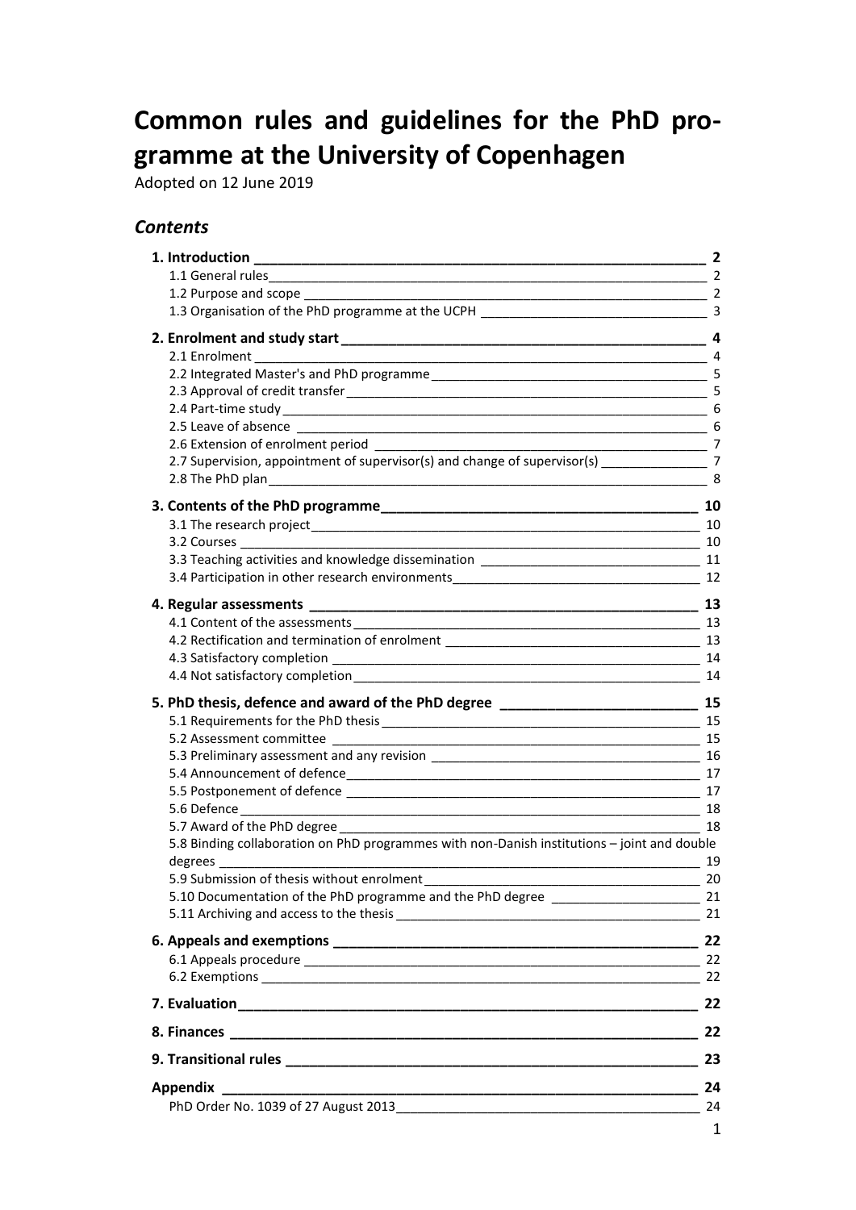# Common rules and guidelines for the PhD programme at the University of Copenhagen

Adopted on 12 June 2019

## *Contents*

**1. Introduction** 2
- 1.1 General rules 2
- 1.2 Purpose and scope 2
- 1.3 Organisation of the PhD programme at the UCPH 3

**2. Enrolment and study start** 4
- 2.1 Enrolment 4
- 2.2 Integrated Master's and PhD programme 5
- 2.3 Approval of credit transfer 5
- 2.4 Part-time study 6
- 2.5 Leave of absence 6
- 2.6 Extension of enrolment period 7
- 2.7 Supervision, appointment of supervisor(s) and change of supervisor(s) 7
- 2.8 The PhD plan 8

**3. Contents of the PhD programme** 10
- 3.1 The research project 10
- 3.2 Courses 10
- 3.3 Teaching activities and knowledge dissemination 11
- 3.4 Participation in other research environments 12

**4. Regular assessments** 13
- 4.1 Content of the assessments 13
- 4.2 Rectification and termination of enrolment 13
- 4.3 Satisfactory completion 14
- 4.4 Not satisfactory completion 14

**5. PhD thesis, defence and award of the PhD degree** 15
- 5.1 Requirements for the PhD thesis 15
- 5.2 Assessment committee 15
- 5.3 Preliminary assessment and any revision 16
- 5.4 Announcement of defence 17
- 5.5 Postponement of defence 17
- 5.6 Defence 18
- 5.7 Award of the PhD degree 18
- 5.8 Binding collaboration on PhD programmes with non-Danish institutions – joint and double degrees 19
- 5.9 Submission of thesis without enrolment 20
- 5.10 Documentation of the PhD programme and the PhD degree 21
- 5.11 Archiving and access to the thesis 21

**6. Appeals and exemptions** 22
- 6.1 Appeals procedure 22
- 6.2 Exemptions 22

**7. Evaluation** 22

**8. Finances** 22

**9. Transitional rules** 23

**Appendix** 24
- PhD Order No. 1039 of 27 August 2013 24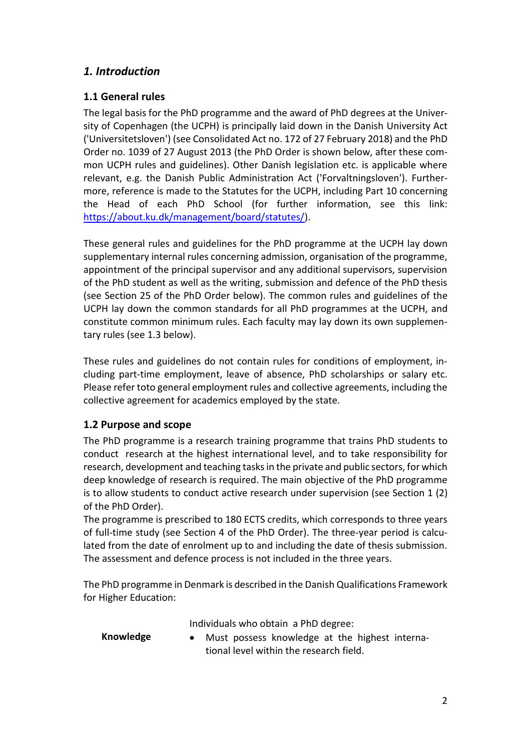## *1. Introduction*

### 1.1 General rules

The legal basis for the PhD programme and the award of PhD degrees at the University of Copenhagen (the UCPH) is principally laid down in the Danish University Act ('Universitetsloven') (see Consolidated Act no. 172 of 27 February 2018) and the PhD Order no. 1039 of 27 August 2013 (the PhD Order is shown below, after these common UCPH rules and guidelines). Other Danish legislation etc. is applicable where relevant, e.g. the Danish Public Administration Act ('Forvaltningsloven'). Furthermore, reference is made to the Statutes for the UCPH, including Part 10 concerning the Head of each PhD School (for further information, see this link: [https://about.ku.dk/management/board/statutes/](https://about.ku.dk/management/board/statutes/)).

These general rules and guidelines for the PhD programme at the UCPH lay down supplementary internal rules concerning admission, organisation of the programme, appointment of the principal supervisor and any additional supervisors, supervision of the PhD student as well as the writing, submission and defence of the PhD thesis (see Section 25 of the PhD Order below). The common rules and guidelines of the UCPH lay down the common standards for all PhD programmes at the UCPH, and constitute common minimum rules. Each faculty may lay down its own supplementary rules (see 1.3 below).

These rules and guidelines do not contain rules for conditions of employment, including part-time employment, leave of absence, PhD scholarships or salary etc. Please refer toto general employment rules and collective agreements, including the collective agreement for academics employed by the state.

### 1.2 Purpose and scope

The PhD programme is a research training programme that trains PhD students to conduct research at the highest international level, and to take responsibility for research, development and teaching tasks in the private and public sectors, for which deep knowledge of research is required. The main objective of the PhD programme is to allow students to conduct active research under supervision (see Section 1 (2) of the PhD Order).

The programme is prescribed to 180 ECTS credits, which corresponds to three years of full-time study (see Section 4 of the PhD Order). The three-year period is calculated from the date of enrolment up to and including the date of thesis submission. The assessment and defence process is not included in the three years.

The PhD programme in Denmark is described in the Danish Qualifications Framework for Higher Education:

| | Individuals who obtain a PhD degree: |
|---|---|
| **Knowledge** | • Must possess knowledge at the highest international level within the research field. |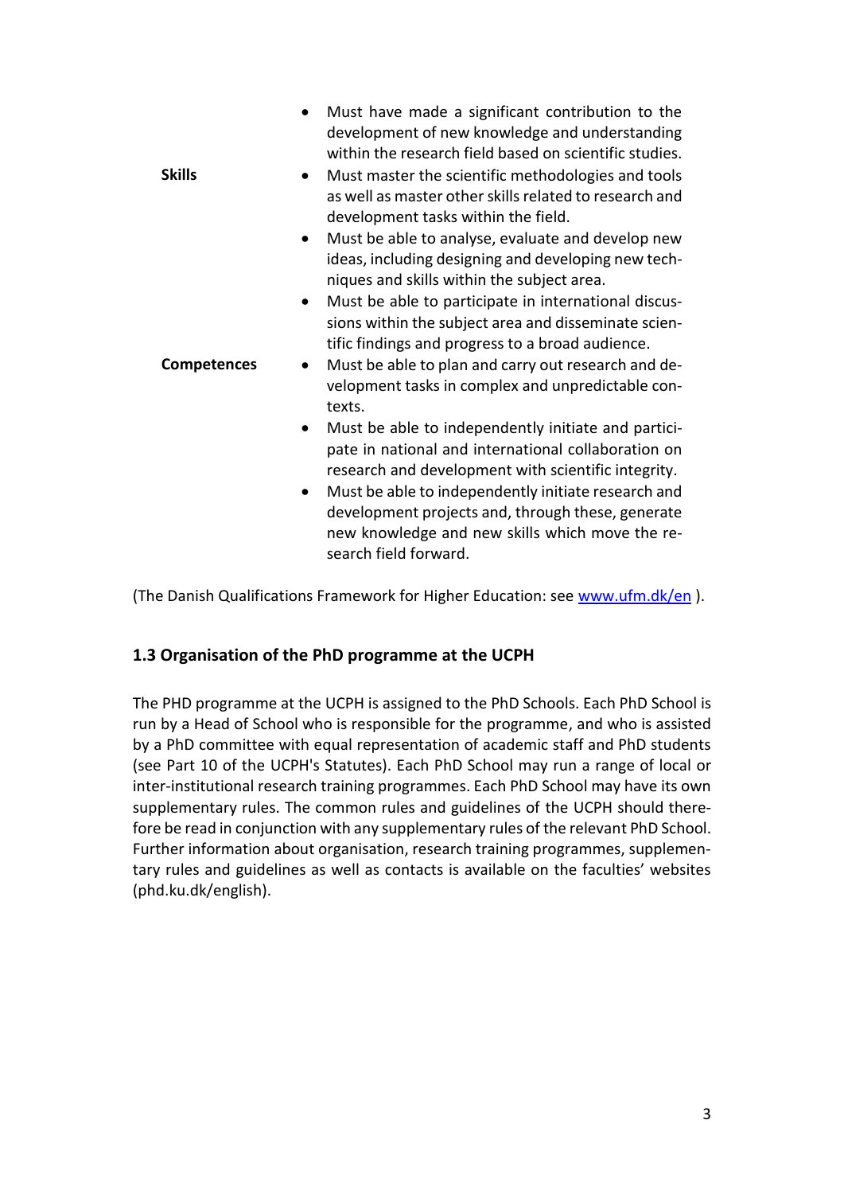| | |
|---|---|
| | • Must have made a significant contribution to the development of new knowledge and understanding within the research field based on scientific studies. |
| **Skills** | • Must master the scientific methodologies and tools as well as master other skills related to research and development tasks within the field.<br>• Must be able to analyse, evaluate and develop new ideas, including designing and developing new techniques and skills within the subject area.<br>• Must be able to participate in international discussions within the subject area and disseminate scientific findings and progress to a broad audience. |
| **Competences** | • Must be able to plan and carry out research and development tasks in complex and unpredictable contexts.<br>• Must be able to independently initiate and participate in national and international collaboration on research and development with scientific integrity.<br>• Must be able to independently initiate research and development projects and, through these, generate new knowledge and new skills which move the research field forward. |

(The Danish Qualifications Framework for Higher Education: see www.ufm.dk/en ).

### 1.3 Organisation of the PhD programme at the UCPH

The PHD programme at the UCPH is assigned to the PhD Schools. Each PhD School is run by a Head of School who is responsible for the programme, and who is assisted by a PhD committee with equal representation of academic staff and PhD students (see Part 10 of the UCPH's Statutes). Each PhD School may run a range of local or inter-institutional research training programmes. Each PhD School may have its own supplementary rules. The common rules and guidelines of the UCPH should therefore be read in conjunction with any supplementary rules of the relevant PhD School. Further information about organisation, research training programmes, supplementary rules and guidelines as well as contacts is available on the faculties' websites (phd.ku.dk/english).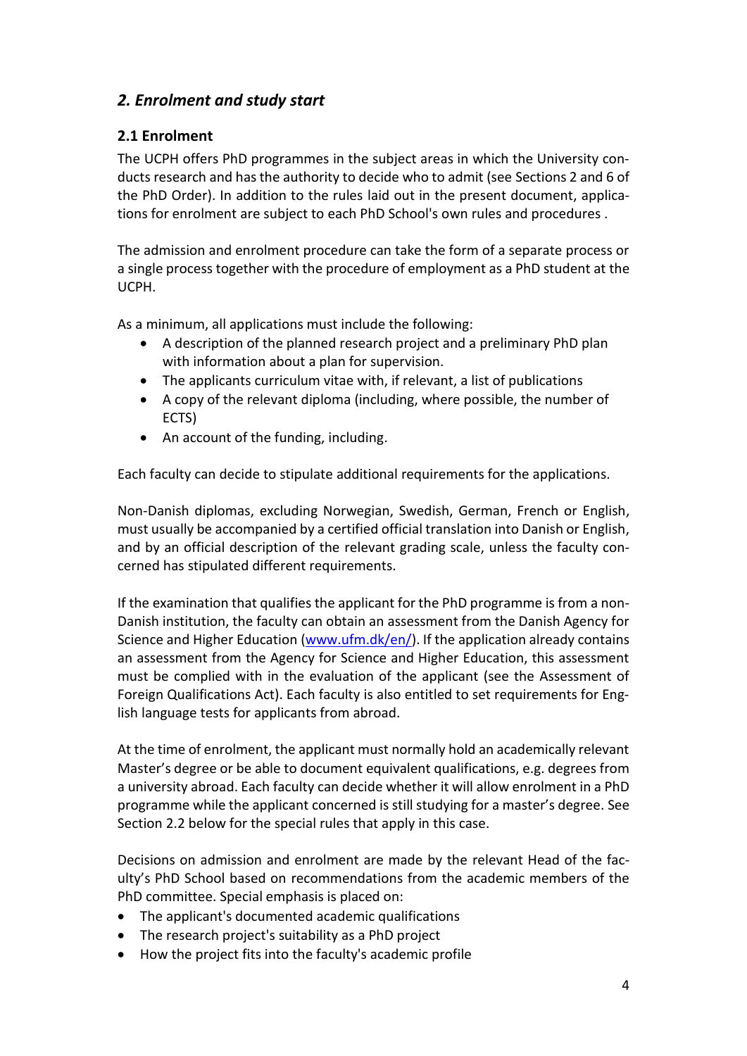## *2. Enrolment and study start*

### 2.1 Enrolment

The UCPH offers PhD programmes in the subject areas in which the University conducts research and has the authority to decide who to admit (see Sections 2 and 6 of the PhD Order). In addition to the rules laid out in the present document, applications for enrolment are subject to each PhD School's own rules and procedures .

The admission and enrolment procedure can take the form of a separate process or a single process together with the procedure of employment as a PhD student at the UCPH.

As a minimum, all applications must include the following:

- A description of the planned research project and a preliminary PhD plan with information about a plan for supervision.
- The applicants curriculum vitae with, if relevant, a list of publications
- A copy of the relevant diploma (including, where possible, the number of ECTS)
- An account of the funding, including.

Each faculty can decide to stipulate additional requirements for the applications.

Non-Danish diplomas, excluding Norwegian, Swedish, German, French or English, must usually be accompanied by a certified official translation into Danish or English, and by an official description of the relevant grading scale, unless the faculty concerned has stipulated different requirements.

If the examination that qualifies the applicant for the PhD programme is from a non-Danish institution, the faculty can obtain an assessment from the Danish Agency for Science and Higher Education ([www.ufm.dk/en/](www.ufm.dk/en/)). If the application already contains an assessment from the Agency for Science and Higher Education, this assessment must be complied with in the evaluation of the applicant (see the Assessment of Foreign Qualifications Act). Each faculty is also entitled to set requirements for English language tests for applicants from abroad.

At the time of enrolment, the applicant must normally hold an academically relevant Master's degree or be able to document equivalent qualifications, e.g. degrees from a university abroad. Each faculty can decide whether it will allow enrolment in a PhD programme while the applicant concerned is still studying for a master's degree. See Section 2.2 below for the special rules that apply in this case.

Decisions on admission and enrolment are made by the relevant Head of the faculty's PhD School based on recommendations from the academic members of the PhD committee. Special emphasis is placed on:

- The applicant's documented academic qualifications
- The research project's suitability as a PhD project
- How the project fits into the faculty's academic profile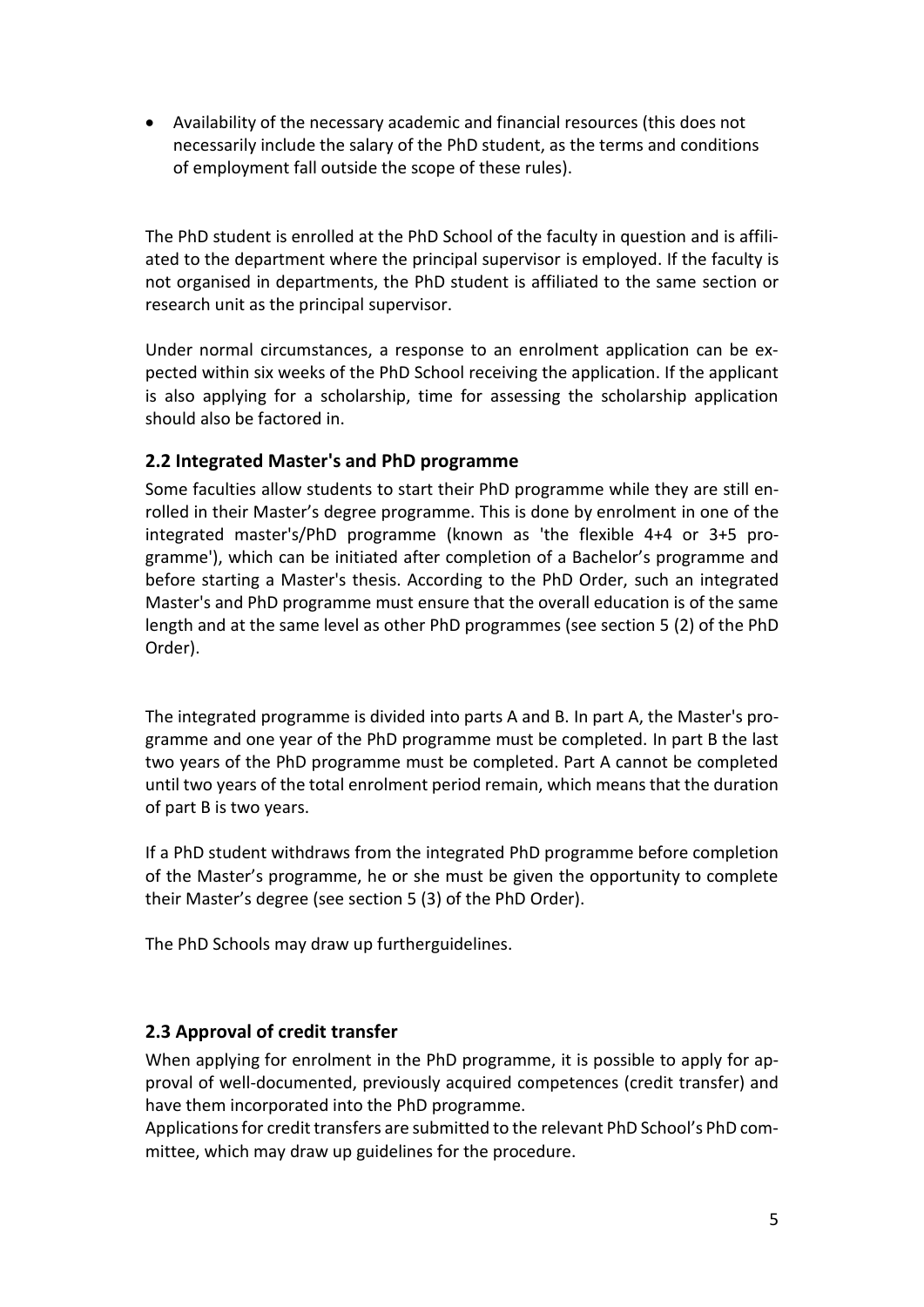- Availability of the necessary academic and financial resources (this does not necessarily include the salary of the PhD student, as the terms and conditions of employment fall outside the scope of these rules).

The PhD student is enrolled at the PhD School of the faculty in question and is affiliated to the department where the principal supervisor is employed. If the faculty is not organised in departments, the PhD student is affiliated to the same section or research unit as the principal supervisor.

Under normal circumstances, a response to an enrolment application can be expected within six weeks of the PhD School receiving the application. If the applicant is also applying for a scholarship, time for assessing the scholarship application should also be factored in.

### 2.2 Integrated Master's and PhD programme

Some faculties allow students to start their PhD programme while they are still enrolled in their Master's degree programme. This is done by enrolment in one of the integrated master's/PhD programme (known as 'the flexible 4+4 or 3+5 programme'), which can be initiated after completion of a Bachelor's programme and before starting a Master's thesis. According to the PhD Order, such an integrated Master's and PhD programme must ensure that the overall education is of the same length and at the same level as other PhD programmes (see section 5 (2) of the PhD Order).

The integrated programme is divided into parts A and B. In part A, the Master's programme and one year of the PhD programme must be completed. In part B the last two years of the PhD programme must be completed. Part A cannot be completed until two years of the total enrolment period remain, which means that the duration of part B is two years.

If a PhD student withdraws from the integrated PhD programme before completion of the Master's programme, he or she must be given the opportunity to complete their Master's degree (see section 5 (3) of the PhD Order).

The PhD Schools may draw up furtherguidelines.

### 2.3 Approval of credit transfer

When applying for enrolment in the PhD programme, it is possible to apply for approval of well-documented, previously acquired competences (credit transfer) and have them incorporated into the PhD programme.

Applications for credit transfers are submitted to the relevant PhD School's PhD committee, which may draw up guidelines for the procedure.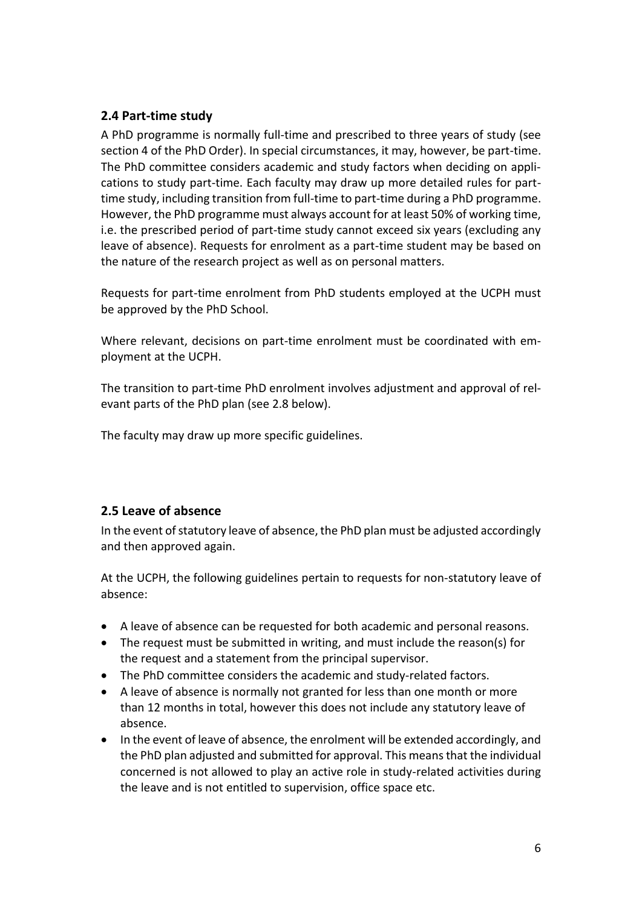## 2.4 Part-time study

A PhD programme is normally full-time and prescribed to three years of study (see section 4 of the PhD Order). In special circumstances, it may, however, be part-time. The PhD committee considers academic and study factors when deciding on applications to study part-time. Each faculty may draw up more detailed rules for part-time study, including transition from full-time to part-time during a PhD programme. However, the PhD programme must always account for at least 50% of working time, i.e. the prescribed period of part-time study cannot exceed six years (excluding any leave of absence). Requests for enrolment as a part-time student may be based on the nature of the research project as well as on personal matters.

Requests for part-time enrolment from PhD students employed at the UCPH must be approved by the PhD School.

Where relevant, decisions on part-time enrolment must be coordinated with employment at the UCPH.

The transition to part-time PhD enrolment involves adjustment and approval of relevant parts of the PhD plan (see 2.8 below).

The faculty may draw up more specific guidelines.

## 2.5 Leave of absence

In the event of statutory leave of absence, the PhD plan must be adjusted accordingly and then approved again.

At the UCPH, the following guidelines pertain to requests for non-statutory leave of absence:

- A leave of absence can be requested for both academic and personal reasons.
- The request must be submitted in writing, and must include the reason(s) for the request and a statement from the principal supervisor.
- The PhD committee considers the academic and study-related factors.
- A leave of absence is normally not granted for less than one month or more than 12 months in total, however this does not include any statutory leave of absence.
- In the event of leave of absence, the enrolment will be extended accordingly, and the PhD plan adjusted and submitted for approval. This means that the individual concerned is not allowed to play an active role in study-related activities during the leave and is not entitled to supervision, office space etc.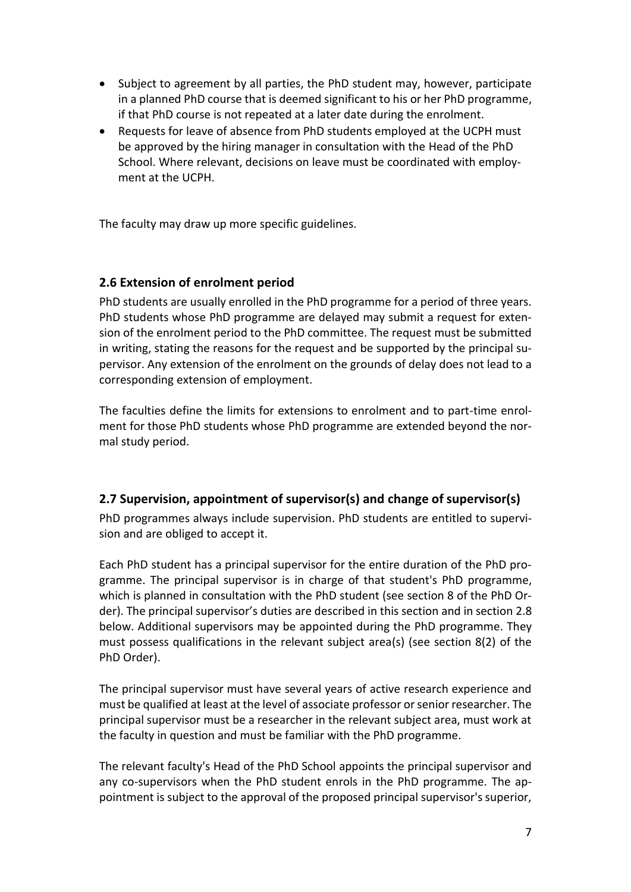- Subject to agreement by all parties, the PhD student may, however, participate in a planned PhD course that is deemed significant to his or her PhD programme, if that PhD course is not repeated at a later date during the enrolment.
- Requests for leave of absence from PhD students employed at the UCPH must be approved by the hiring manager in consultation with the Head of the PhD School. Where relevant, decisions on leave must be coordinated with employment at the UCPH.

The faculty may draw up more specific guidelines.

## 2.6 Extension of enrolment period

PhD students are usually enrolled in the PhD programme for a period of three years. PhD students whose PhD programme are delayed may submit a request for extension of the enrolment period to the PhD committee. The request must be submitted in writing, stating the reasons for the request and be supported by the principal supervisor. Any extension of the enrolment on the grounds of delay does not lead to a corresponding extension of employment.

The faculties define the limits for extensions to enrolment and to part-time enrolment for those PhD students whose PhD programme are extended beyond the normal study period.

## 2.7 Supervision, appointment of supervisor(s) and change of supervisor(s)

PhD programmes always include supervision. PhD students are entitled to supervision and are obliged to accept it.

Each PhD student has a principal supervisor for the entire duration of the PhD programme. The principal supervisor is in charge of that student's PhD programme, which is planned in consultation with the PhD student (see section 8 of the PhD Order). The principal supervisor's duties are described in this section and in section 2.8 below. Additional supervisors may be appointed during the PhD programme. They must possess qualifications in the relevant subject area(s) (see section 8(2) of the PhD Order).

The principal supervisor must have several years of active research experience and must be qualified at least at the level of associate professor or senior researcher. The principal supervisor must be a researcher in the relevant subject area, must work at the faculty in question and must be familiar with the PhD programme.

The relevant faculty's Head of the PhD School appoints the principal supervisor and any co-supervisors when the PhD student enrols in the PhD programme. The appointment is subject to the approval of the proposed principal supervisor's superior,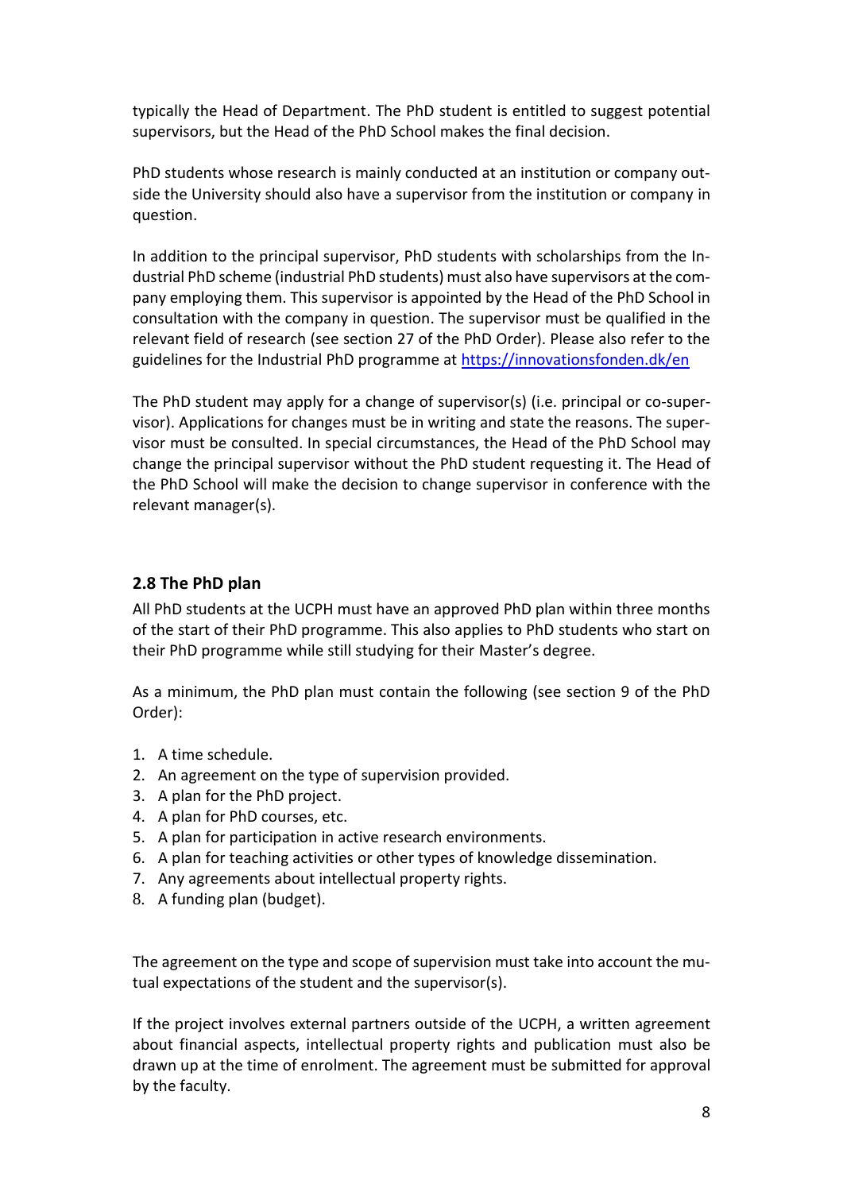typically the Head of Department. The PhD student is entitled to suggest potential supervisors, but the Head of the PhD School makes the final decision.

PhD students whose research is mainly conducted at an institution or company outside the University should also have a supervisor from the institution or company in question.

In addition to the principal supervisor, PhD students with scholarships from the Industrial PhD scheme (industrial PhD students) must also have supervisors at the company employing them. This supervisor is appointed by the Head of the PhD School in consultation with the company in question. The supervisor must be qualified in the relevant field of research (see section 27 of the PhD Order). Please also refer to the guidelines for the Industrial PhD programme at [https://innovationsfonden.dk/en](https://innovationsfonden.dk/en)

The PhD student may apply for a change of supervisor(s) (i.e. principal or co-supervisor). Applications for changes must be in writing and state the reasons. The supervisor must be consulted. In special circumstances, the Head of the PhD School may change the principal supervisor without the PhD student requesting it. The Head of the PhD School will make the decision to change supervisor in conference with the relevant manager(s).

## 2.8 The PhD plan

All PhD students at the UCPH must have an approved PhD plan within three months of the start of their PhD programme. This also applies to PhD students who start on their PhD programme while still studying for their Master's degree.

As a minimum, the PhD plan must contain the following (see section 9 of the PhD Order):

1. A time schedule.
2. An agreement on the type of supervision provided.
3. A plan for the PhD project.
4. A plan for PhD courses, etc.
5. A plan for participation in active research environments.
6. A plan for teaching activities or other types of knowledge dissemination.
7. Any agreements about intellectual property rights.
8. A funding plan (budget).

The agreement on the type and scope of supervision must take into account the mutual expectations of the student and the supervisor(s).

If the project involves external partners outside of the UCPH, a written agreement about financial aspects, intellectual property rights and publication must also be drawn up at the time of enrolment. The agreement must be submitted for approval by the faculty.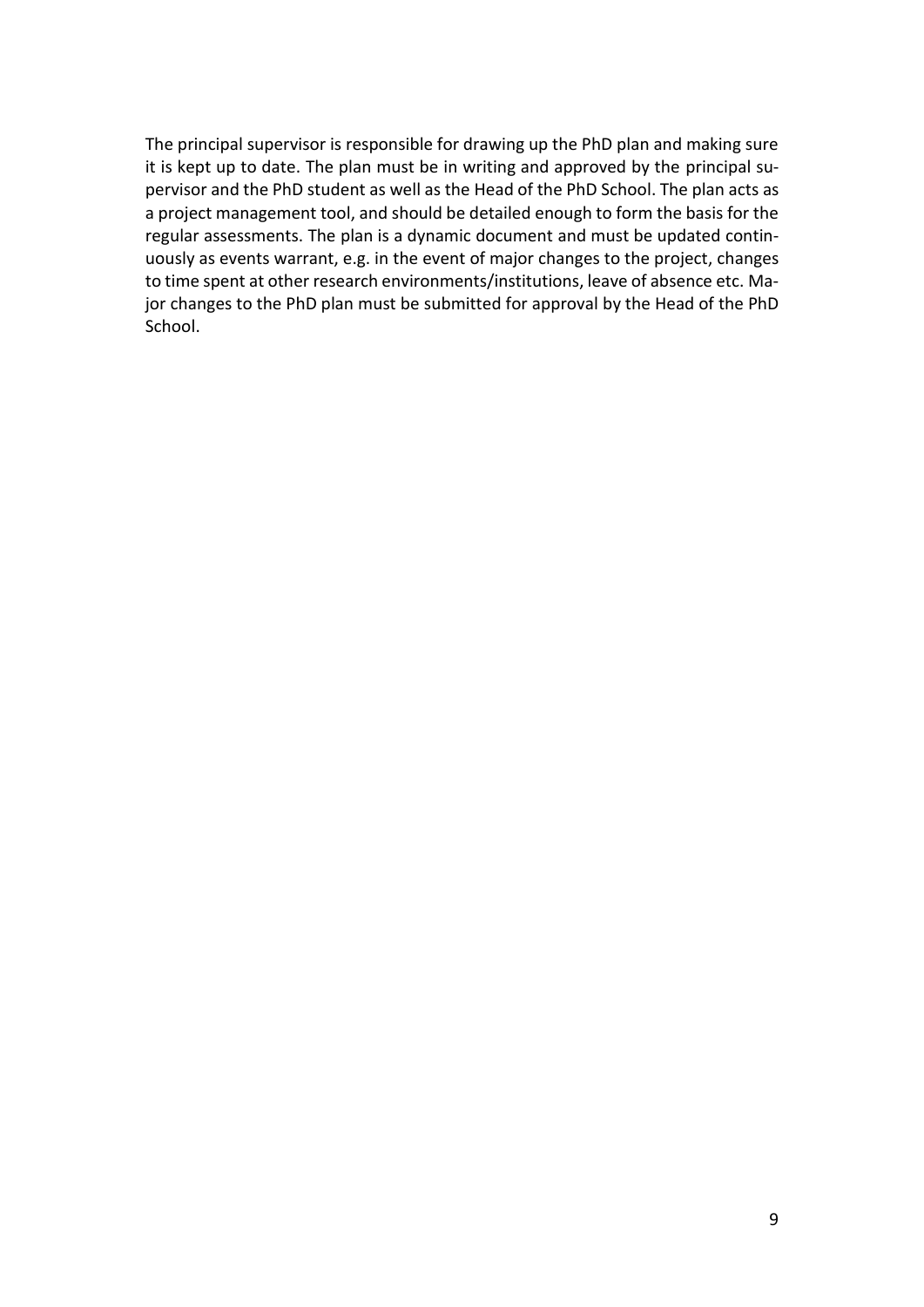The principal supervisor is responsible for drawing up the PhD plan and making sure it is kept up to date. The plan must be in writing and approved by the principal supervisor and the PhD student as well as the Head of the PhD School. The plan acts as a project management tool, and should be detailed enough to form the basis for the regular assessments. The plan is a dynamic document and must be updated continuously as events warrant, e.g. in the event of major changes to the project, changes to time spent at other research environments/institutions, leave of absence etc. Major changes to the PhD plan must be submitted for approval by the Head of the PhD School.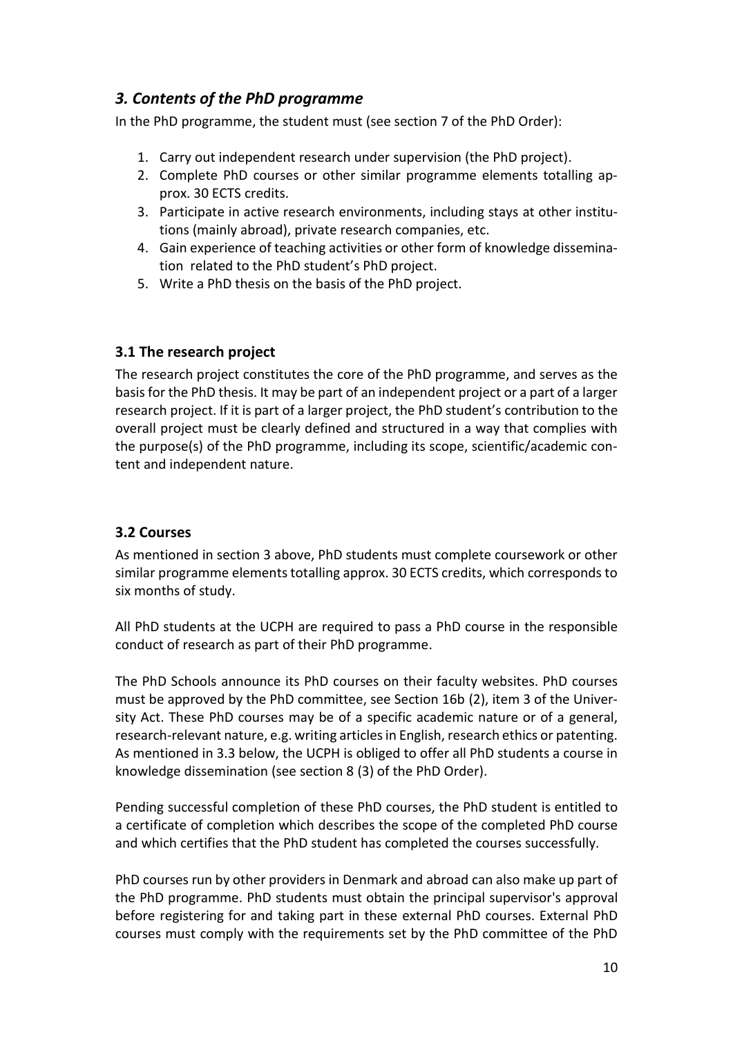## *3. Contents of the PhD programme*

In the PhD programme, the student must (see section 7 of the PhD Order):

1. Carry out independent research under supervision (the PhD project).
2. Complete PhD courses or other similar programme elements totalling approx. 30 ECTS credits.
3. Participate in active research environments, including stays at other institutions (mainly abroad), private research companies, etc.
4. Gain experience of teaching activities or other form of knowledge dissemination related to the PhD student's PhD project.
5. Write a PhD thesis on the basis of the PhD project.

### 3.1 The research project

The research project constitutes the core of the PhD programme, and serves as the basis for the PhD thesis. It may be part of an independent project or a part of a larger research project. If it is part of a larger project, the PhD student's contribution to the overall project must be clearly defined and structured in a way that complies with the purpose(s) of the PhD programme, including its scope, scientific/academic content and independent nature.

### 3.2 Courses

As mentioned in section 3 above, PhD students must complete coursework or other similar programme elements totalling approx. 30 ECTS credits, which corresponds to six months of study.

All PhD students at the UCPH are required to pass a PhD course in the responsible conduct of research as part of their PhD programme.

The PhD Schools announce its PhD courses on their faculty websites. PhD courses must be approved by the PhD committee, see Section 16b (2), item 3 of the University Act. These PhD courses may be of a specific academic nature or of a general, research-relevant nature, e.g. writing articles in English, research ethics or patenting. As mentioned in 3.3 below, the UCPH is obliged to offer all PhD students a course in knowledge dissemination (see section 8 (3) of the PhD Order).

Pending successful completion of these PhD courses, the PhD student is entitled to a certificate of completion which describes the scope of the completed PhD course and which certifies that the PhD student has completed the courses successfully.

PhD courses run by other providers in Denmark and abroad can also make up part of the PhD programme. PhD students must obtain the principal supervisor's approval before registering for and taking part in these external PhD courses. External PhD courses must comply with the requirements set by the PhD committee of the PhD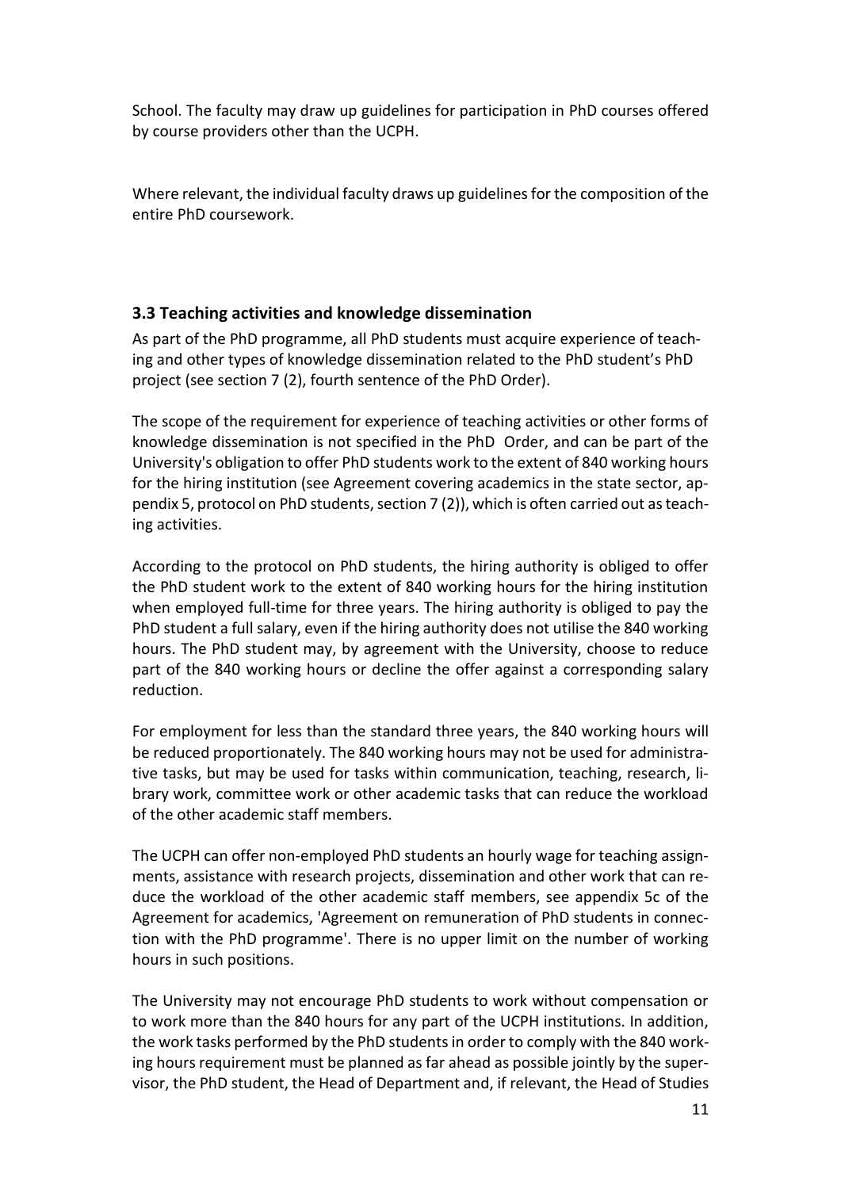School. The faculty may draw up guidelines for participation in PhD courses offered by course providers other than the UCPH.

Where relevant, the individual faculty draws up guidelines for the composition of the entire PhD coursework.

### 3.3 Teaching activities and knowledge dissemination

As part of the PhD programme, all PhD students must acquire experience of teaching and other types of knowledge dissemination related to the PhD student's PhD project (see section 7 (2), fourth sentence of the PhD Order).

The scope of the requirement for experience of teaching activities or other forms of knowledge dissemination is not specified in the PhD Order, and can be part of the University's obligation to offer PhD students work to the extent of 840 working hours for the hiring institution (see Agreement covering academics in the state sector, appendix 5, protocol on PhD students, section 7 (2)), which is often carried out as teaching activities.

According to the protocol on PhD students, the hiring authority is obliged to offer the PhD student work to the extent of 840 working hours for the hiring institution when employed full-time for three years. The hiring authority is obliged to pay the PhD student a full salary, even if the hiring authority does not utilise the 840 working hours. The PhD student may, by agreement with the University, choose to reduce part of the 840 working hours or decline the offer against a corresponding salary reduction.

For employment for less than the standard three years, the 840 working hours will be reduced proportionately. The 840 working hours may not be used for administrative tasks, but may be used for tasks within communication, teaching, research, library work, committee work or other academic tasks that can reduce the workload of the other academic staff members.

The UCPH can offer non-employed PhD students an hourly wage for teaching assignments, assistance with research projects, dissemination and other work that can reduce the workload of the other academic staff members, see appendix 5c of the Agreement for academics, 'Agreement on remuneration of PhD students in connection with the PhD programme'. There is no upper limit on the number of working hours in such positions.

The University may not encourage PhD students to work without compensation or to work more than the 840 hours for any part of the UCPH institutions. In addition, the work tasks performed by the PhD students in order to comply with the 840 working hours requirement must be planned as far ahead as possible jointly by the supervisor, the PhD student, the Head of Department and, if relevant, the Head of Studies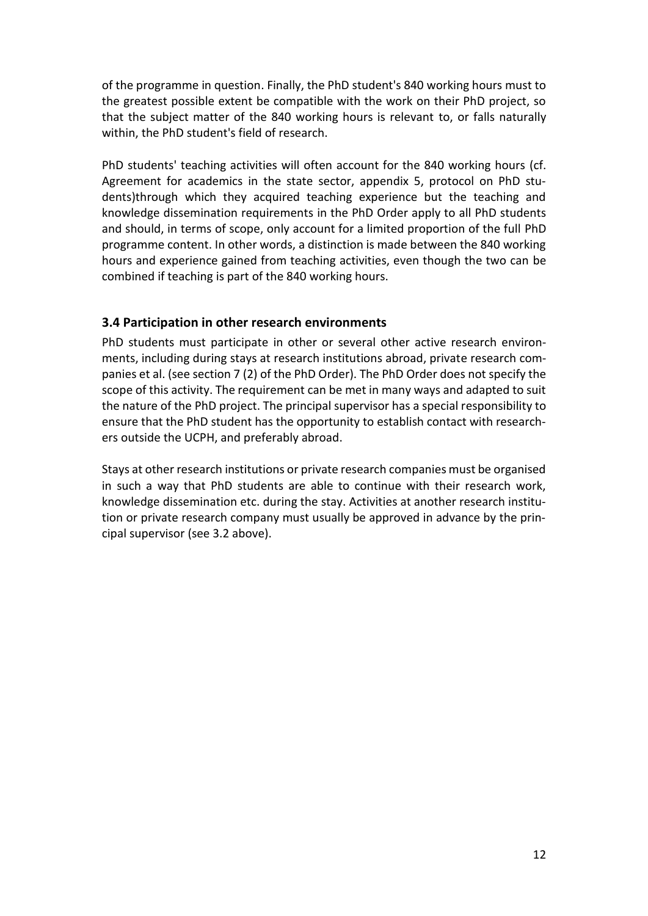of the programme in question. Finally, the PhD student's 840 working hours must to the greatest possible extent be compatible with the work on their PhD project, so that the subject matter of the 840 working hours is relevant to, or falls naturally within, the PhD student's field of research.

PhD students' teaching activities will often account for the 840 working hours (cf. Agreement for academics in the state sector, appendix 5, protocol on PhD students)through which they acquired teaching experience but the teaching and knowledge dissemination requirements in the PhD Order apply to all PhD students and should, in terms of scope, only account for a limited proportion of the full PhD programme content. In other words, a distinction is made between the 840 working hours and experience gained from teaching activities, even though the two can be combined if teaching is part of the 840 working hours.

### 3.4 Participation in other research environments

PhD students must participate in other or several other active research environments, including during stays at research institutions abroad, private research companies et al. (see section 7 (2) of the PhD Order). The PhD Order does not specify the scope of this activity. The requirement can be met in many ways and adapted to suit the nature of the PhD project. The principal supervisor has a special responsibility to ensure that the PhD student has the opportunity to establish contact with researchers outside the UCPH, and preferably abroad.

Stays at other research institutions or private research companies must be organised in such a way that PhD students are able to continue with their research work, knowledge dissemination etc. during the stay. Activities at another research institution or private research company must usually be approved in advance by the principal supervisor (see 3.2 above).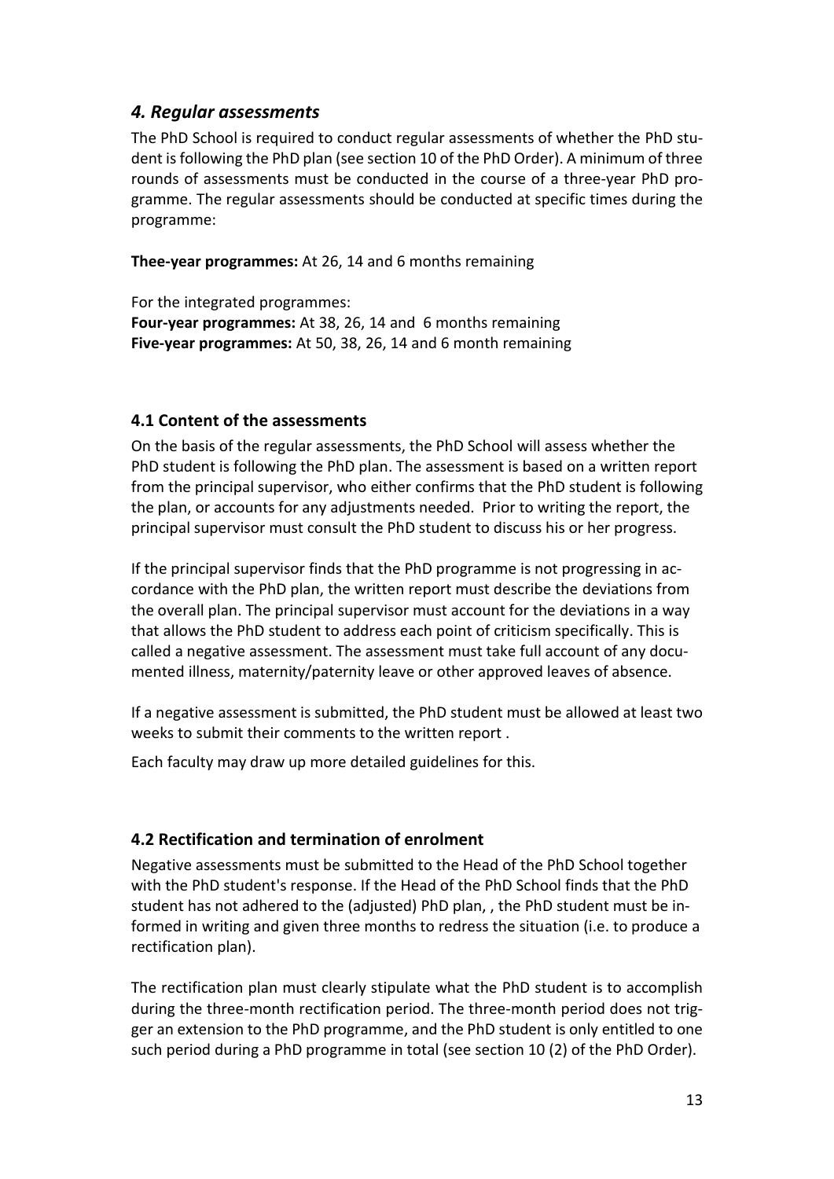## *4. Regular assessments*

The PhD School is required to conduct regular assessments of whether the PhD student is following the PhD plan (see section 10 of the PhD Order). A minimum of three rounds of assessments must be conducted in the course of a three-year PhD programme. The regular assessments should be conducted at specific times during the programme:

**Thee-year programmes:** At 26, 14 and 6 months remaining

For the integrated programmes:
**Four-year programmes:** At 38, 26, 14 and 6 months remaining
**Five-year programmes:** At 50, 38, 26, 14 and 6 month remaining

### 4.1 Content of the assessments

On the basis of the regular assessments, the PhD School will assess whether the PhD student is following the PhD plan. The assessment is based on a written report from the principal supervisor, who either confirms that the PhD student is following the plan, or accounts for any adjustments needed. Prior to writing the report, the principal supervisor must consult the PhD student to discuss his or her progress.

If the principal supervisor finds that the PhD programme is not progressing in accordance with the PhD plan, the written report must describe the deviations from the overall plan. The principal supervisor must account for the deviations in a way that allows the PhD student to address each point of criticism specifically. This is called a negative assessment. The assessment must take full account of any documented illness, maternity/paternity leave or other approved leaves of absence.

If a negative assessment is submitted, the PhD student must be allowed at least two weeks to submit their comments to the written report .

Each faculty may draw up more detailed guidelines for this.

### 4.2 Rectification and termination of enrolment

Negative assessments must be submitted to the Head of the PhD School together with the PhD student's response. If the Head of the PhD School finds that the PhD student has not adhered to the (adjusted) PhD plan, , the PhD student must be informed in writing and given three months to redress the situation (i.e. to produce a rectification plan).

The rectification plan must clearly stipulate what the PhD student is to accomplish during the three-month rectification period. The three-month period does not trigger an extension to the PhD programme, and the PhD student is only entitled to one such period during a PhD programme in total (see section 10 (2) of the PhD Order).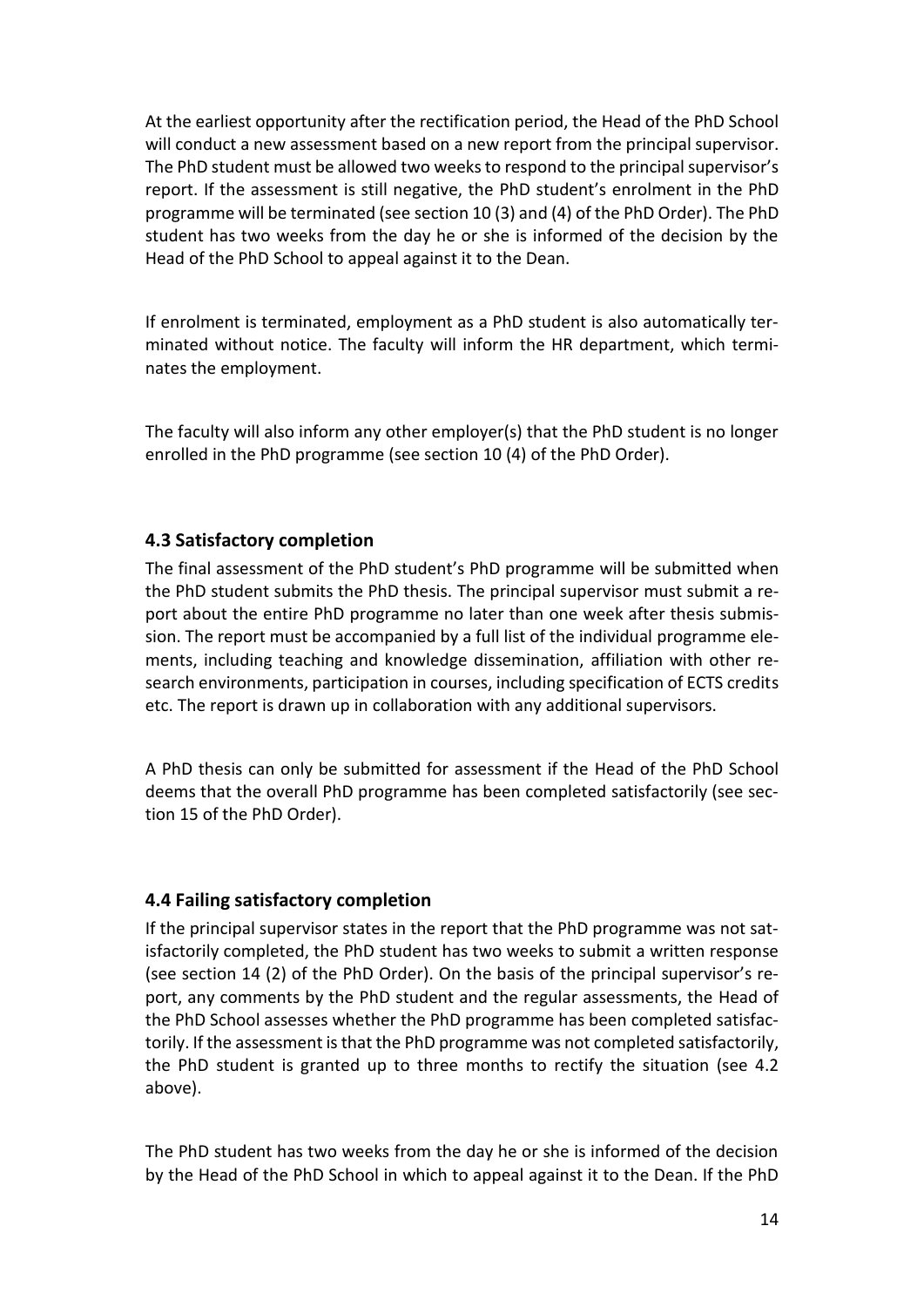At the earliest opportunity after the rectification period, the Head of the PhD School will conduct a new assessment based on a new report from the principal supervisor. The PhD student must be allowed two weeks to respond to the principal supervisor's report. If the assessment is still negative, the PhD student's enrolment in the PhD programme will be terminated (see section 10 (3) and (4) of the PhD Order). The PhD student has two weeks from the day he or she is informed of the decision by the Head of the PhD School to appeal against it to the Dean.

If enrolment is terminated, employment as a PhD student is also automatically terminated without notice. The faculty will inform the HR department, which terminates the employment.

The faculty will also inform any other employer(s) that the PhD student is no longer enrolled in the PhD programme (see section 10 (4) of the PhD Order).

### 4.3 Satisfactory completion

The final assessment of the PhD student's PhD programme will be submitted when the PhD student submits the PhD thesis. The principal supervisor must submit a report about the entire PhD programme no later than one week after thesis submission. The report must be accompanied by a full list of the individual programme elements, including teaching and knowledge dissemination, affiliation with other research environments, participation in courses, including specification of ECTS credits etc. The report is drawn up in collaboration with any additional supervisors.

A PhD thesis can only be submitted for assessment if the Head of the PhD School deems that the overall PhD programme has been completed satisfactorily (see section 15 of the PhD Order).

### 4.4 Failing satisfactory completion

If the principal supervisor states in the report that the PhD programme was not satisfactorily completed, the PhD student has two weeks to submit a written response (see section 14 (2) of the PhD Order). On the basis of the principal supervisor's report, any comments by the PhD student and the regular assessments, the Head of the PhD School assesses whether the PhD programme has been completed satisfactorily. If the assessment is that the PhD programme was not completed satisfactorily, the PhD student is granted up to three months to rectify the situation (see 4.2 above).

The PhD student has two weeks from the day he or she is informed of the decision by the Head of the PhD School in which to appeal against it to the Dean. If the PhD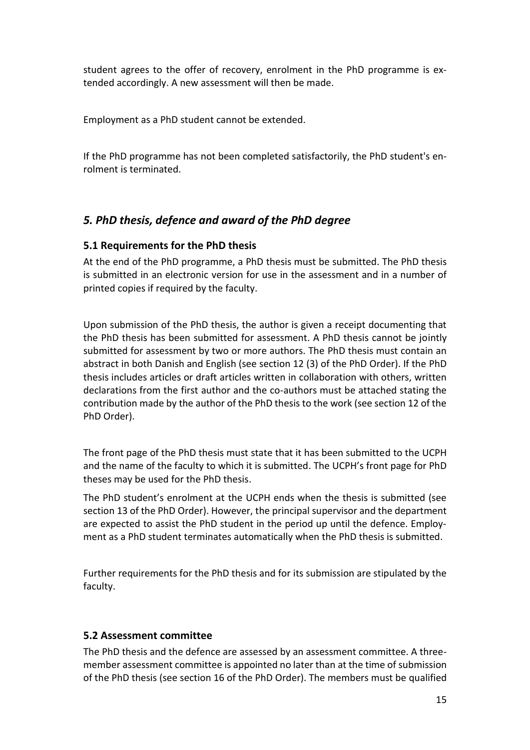student agrees to the offer of recovery, enrolment in the PhD programme is extended accordingly. A new assessment will then be made.

Employment as a PhD student cannot be extended.

If the PhD programme has not been completed satisfactorily, the PhD student's enrolment is terminated.

## *5. PhD thesis, defence and award of the PhD degree*

### 5.1 Requirements for the PhD thesis

At the end of the PhD programme, a PhD thesis must be submitted. The PhD thesis is submitted in an electronic version for use in the assessment and in a number of printed copies if required by the faculty.

Upon submission of the PhD thesis, the author is given a receipt documenting that the PhD thesis has been submitted for assessment. A PhD thesis cannot be jointly submitted for assessment by two or more authors. The PhD thesis must contain an abstract in both Danish and English (see section 12 (3) of the PhD Order). If the PhD thesis includes articles or draft articles written in collaboration with others, written declarations from the first author and the co-authors must be attached stating the contribution made by the author of the PhD thesis to the work (see section 12 of the PhD Order).

The front page of the PhD thesis must state that it has been submitted to the UCPH and the name of the faculty to which it is submitted. The UCPH's front page for PhD theses may be used for the PhD thesis.

The PhD student's enrolment at the UCPH ends when the thesis is submitted (see section 13 of the PhD Order). However, the principal supervisor and the department are expected to assist the PhD student in the period up until the defence. Employment as a PhD student terminates automatically when the PhD thesis is submitted.

Further requirements for the PhD thesis and for its submission are stipulated by the faculty.

### 5.2 Assessment committee

The PhD thesis and the defence are assessed by an assessment committee. A three-member assessment committee is appointed no later than at the time of submission of the PhD thesis (see section 16 of the PhD Order). The members must be qualified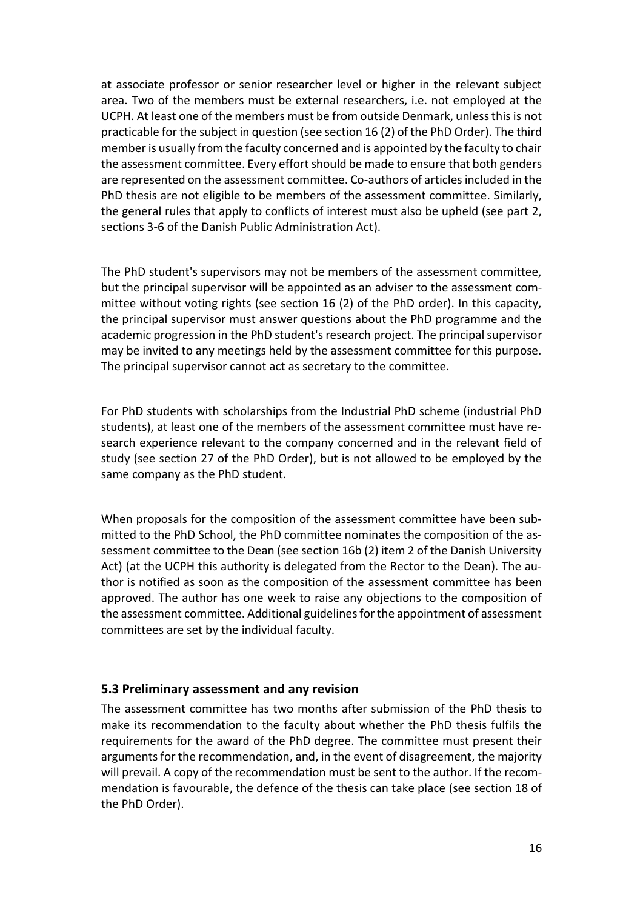at associate professor or senior researcher level or higher in the relevant subject area. Two of the members must be external researchers, i.e. not employed at the UCPH. At least one of the members must be from outside Denmark, unless this is not practicable for the subject in question (see section 16 (2) of the PhD Order). The third member is usually from the faculty concerned and is appointed by the faculty to chair the assessment committee. Every effort should be made to ensure that both genders are represented on the assessment committee. Co-authors of articles included in the PhD thesis are not eligible to be members of the assessment committee. Similarly, the general rules that apply to conflicts of interest must also be upheld (see part 2, sections 3-6 of the Danish Public Administration Act).

The PhD student's supervisors may not be members of the assessment committee, but the principal supervisor will be appointed as an adviser to the assessment committee without voting rights (see section 16 (2) of the PhD order). In this capacity, the principal supervisor must answer questions about the PhD programme and the academic progression in the PhD student's research project. The principal supervisor may be invited to any meetings held by the assessment committee for this purpose. The principal supervisor cannot act as secretary to the committee.

For PhD students with scholarships from the Industrial PhD scheme (industrial PhD students), at least one of the members of the assessment committee must have research experience relevant to the company concerned and in the relevant field of study (see section 27 of the PhD Order), but is not allowed to be employed by the same company as the PhD student.

When proposals for the composition of the assessment committee have been submitted to the PhD School, the PhD committee nominates the composition of the assessment committee to the Dean (see section 16b (2) item 2 of the Danish University Act) (at the UCPH this authority is delegated from the Rector to the Dean). The author is notified as soon as the composition of the assessment committee has been approved. The author has one week to raise any objections to the composition of the assessment committee. Additional guidelines for the appointment of assessment committees are set by the individual faculty.

### 5.3 Preliminary assessment and any revision

The assessment committee has two months after submission of the PhD thesis to make its recommendation to the faculty about whether the PhD thesis fulfils the requirements for the award of the PhD degree. The committee must present their arguments for the recommendation, and, in the event of disagreement, the majority will prevail. A copy of the recommendation must be sent to the author. If the recommendation is favourable, the defence of the thesis can take place (see section 18 of the PhD Order).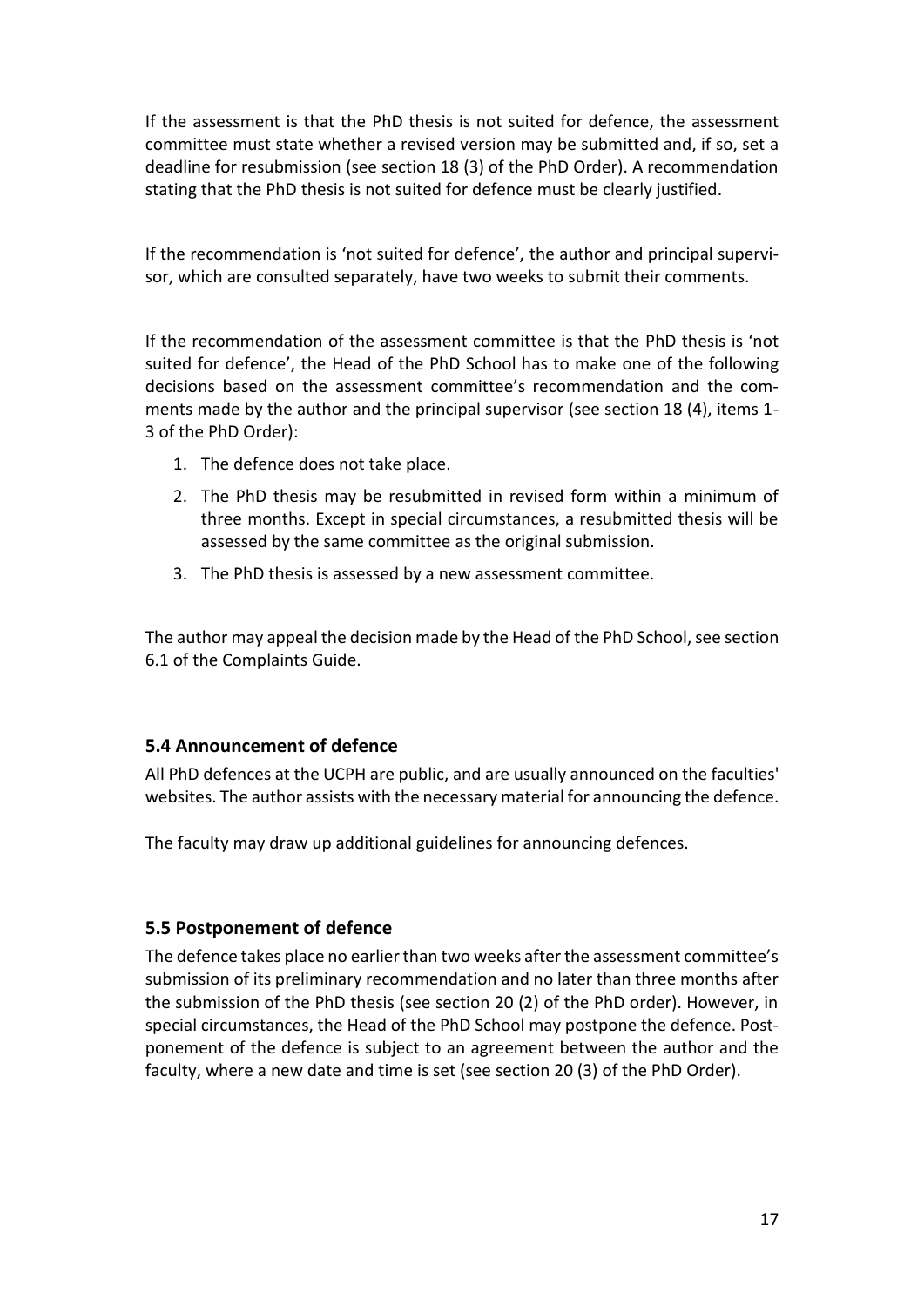If the assessment is that the PhD thesis is not suited for defence, the assessment committee must state whether a revised version may be submitted and, if so, set a deadline for resubmission (see section 18 (3) of the PhD Order). A recommendation stating that the PhD thesis is not suited for defence must be clearly justified.

If the recommendation is 'not suited for defence', the author and principal supervisor, which are consulted separately, have two weeks to submit their comments.

If the recommendation of the assessment committee is that the PhD thesis is 'not suited for defence', the Head of the PhD School has to make one of the following decisions based on the assessment committee's recommendation and the comments made by the author and the principal supervisor (see section 18 (4), items 1-3 of the PhD Order):

1. The defence does not take place.
2. The PhD thesis may be resubmitted in revised form within a minimum of three months. Except in special circumstances, a resubmitted thesis will be assessed by the same committee as the original submission.
3. The PhD thesis is assessed by a new assessment committee.

The author may appeal the decision made by the Head of the PhD School, see section 6.1 of the Complaints Guide.

### 5.4 Announcement of defence

All PhD defences at the UCPH are public, and are usually announced on the faculties' websites. The author assists with the necessary material for announcing the defence.

The faculty may draw up additional guidelines for announcing defences.

### 5.5 Postponement of defence

The defence takes place no earlier than two weeks after the assessment committee's submission of its preliminary recommendation and no later than three months after the submission of the PhD thesis (see section 20 (2) of the PhD order). However, in special circumstances, the Head of the PhD School may postpone the defence. Postponement of the defence is subject to an agreement between the author and the faculty, where a new date and time is set (see section 20 (3) of the PhD Order).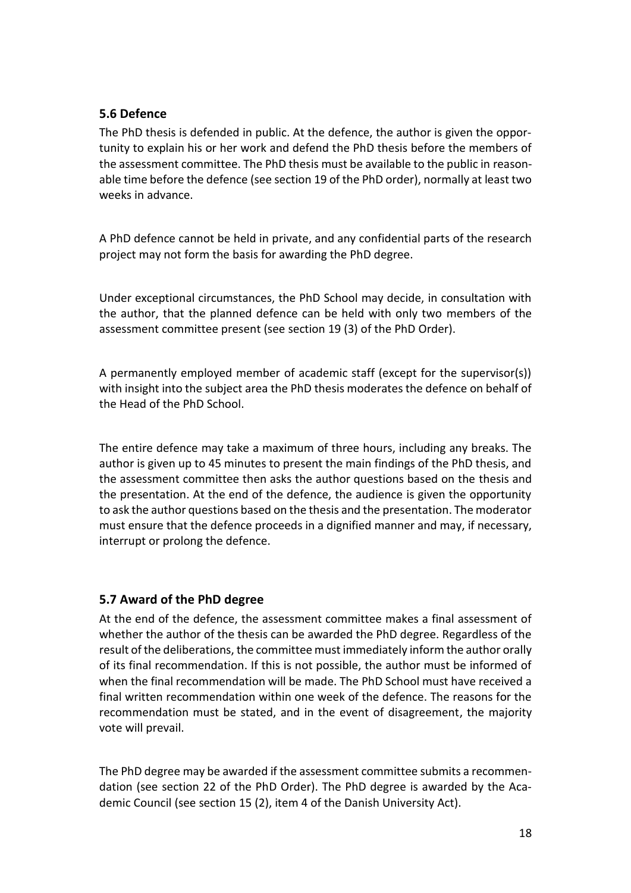## 5.6 Defence

The PhD thesis is defended in public. At the defence, the author is given the opportunity to explain his or her work and defend the PhD thesis before the members of the assessment committee. The PhD thesis must be available to the public in reasonable time before the defence (see section 19 of the PhD order), normally at least two weeks in advance.

A PhD defence cannot be held in private, and any confidential parts of the research project may not form the basis for awarding the PhD degree.

Under exceptional circumstances, the PhD School may decide, in consultation with the author, that the planned defence can be held with only two members of the assessment committee present (see section 19 (3) of the PhD Order).

A permanently employed member of academic staff (except for the supervisor(s)) with insight into the subject area the PhD thesis moderates the defence on behalf of the Head of the PhD School.

The entire defence may take a maximum of three hours, including any breaks. The author is given up to 45 minutes to present the main findings of the PhD thesis, and the assessment committee then asks the author questions based on the thesis and the presentation. At the end of the defence, the audience is given the opportunity to ask the author questions based on the thesis and the presentation. The moderator must ensure that the defence proceeds in a dignified manner and may, if necessary, interrupt or prolong the defence.

## 5.7 Award of the PhD degree

At the end of the defence, the assessment committee makes a final assessment of whether the author of the thesis can be awarded the PhD degree. Regardless of the result of the deliberations, the committee must immediately inform the author orally of its final recommendation. If this is not possible, the author must be informed of when the final recommendation will be made. The PhD School must have received a final written recommendation within one week of the defence. The reasons for the recommendation must be stated, and in the event of disagreement, the majority vote will prevail.

The PhD degree may be awarded if the assessment committee submits a recommendation (see section 22 of the PhD Order). The PhD degree is awarded by the Academic Council (see section 15 (2), item 4 of the Danish University Act).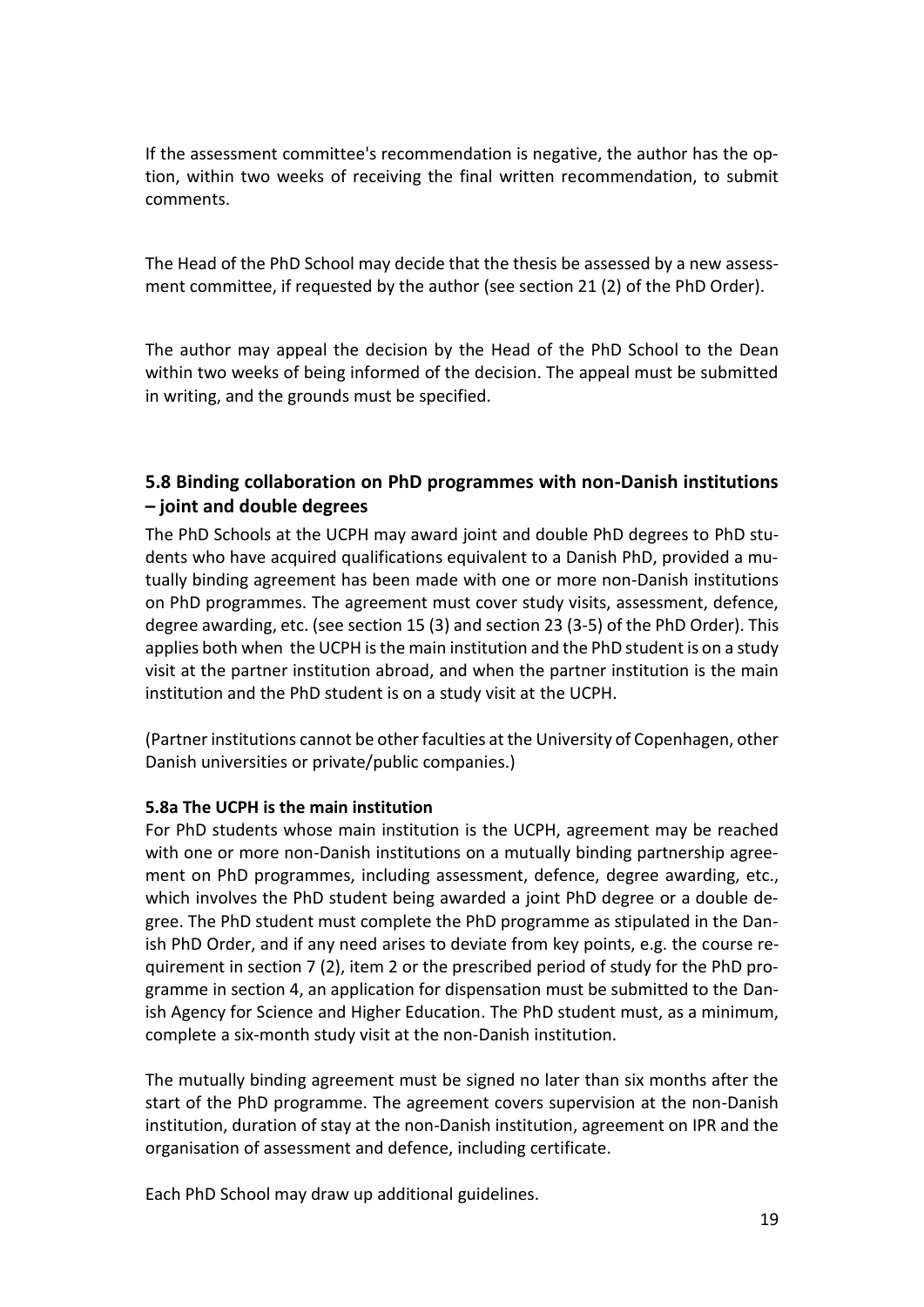If the assessment committee's recommendation is negative, the author has the option, within two weeks of receiving the final written recommendation, to submit comments.

The Head of the PhD School may decide that the thesis be assessed by a new assessment committee, if requested by the author (see section 21 (2) of the PhD Order).

The author may appeal the decision by the Head of the PhD School to the Dean within two weeks of being informed of the decision. The appeal must be submitted in writing, and the grounds must be specified.

## 5.8 Binding collaboration on PhD programmes with non-Danish institutions – joint and double degrees

The PhD Schools at the UCPH may award joint and double PhD degrees to PhD students who have acquired qualifications equivalent to a Danish PhD, provided a mutually binding agreement has been made with one or more non-Danish institutions on PhD programmes. The agreement must cover study visits, assessment, defence, degree awarding, etc. (see section 15 (3) and section 23 (3-5) of the PhD Order). This applies both when the UCPH is the main institution and the PhD student is on a study visit at the partner institution abroad, and when the partner institution is the main institution and the PhD student is on a study visit at the UCPH.

(Partner institutions cannot be other faculties at the University of Copenhagen, other Danish universities or private/public companies.)

**5.8a The UCPH is the main institution**

For PhD students whose main institution is the UCPH, agreement may be reached with one or more non-Danish institutions on a mutually binding partnership agreement on PhD programmes, including assessment, defence, degree awarding, etc., which involves the PhD student being awarded a joint PhD degree or a double degree. The PhD student must complete the PhD programme as stipulated in the Danish PhD Order, and if any need arises to deviate from key points, e.g. the course requirement in section 7 (2), item 2 or the prescribed period of study for the PhD programme in section 4, an application for dispensation must be submitted to the Danish Agency for Science and Higher Education. The PhD student must, as a minimum, complete a six-month study visit at the non-Danish institution.

The mutually binding agreement must be signed no later than six months after the start of the PhD programme. The agreement covers supervision at the non-Danish institution, duration of stay at the non-Danish institution, agreement on IPR and the organisation of assessment and defence, including certificate.

Each PhD School may draw up additional guidelines.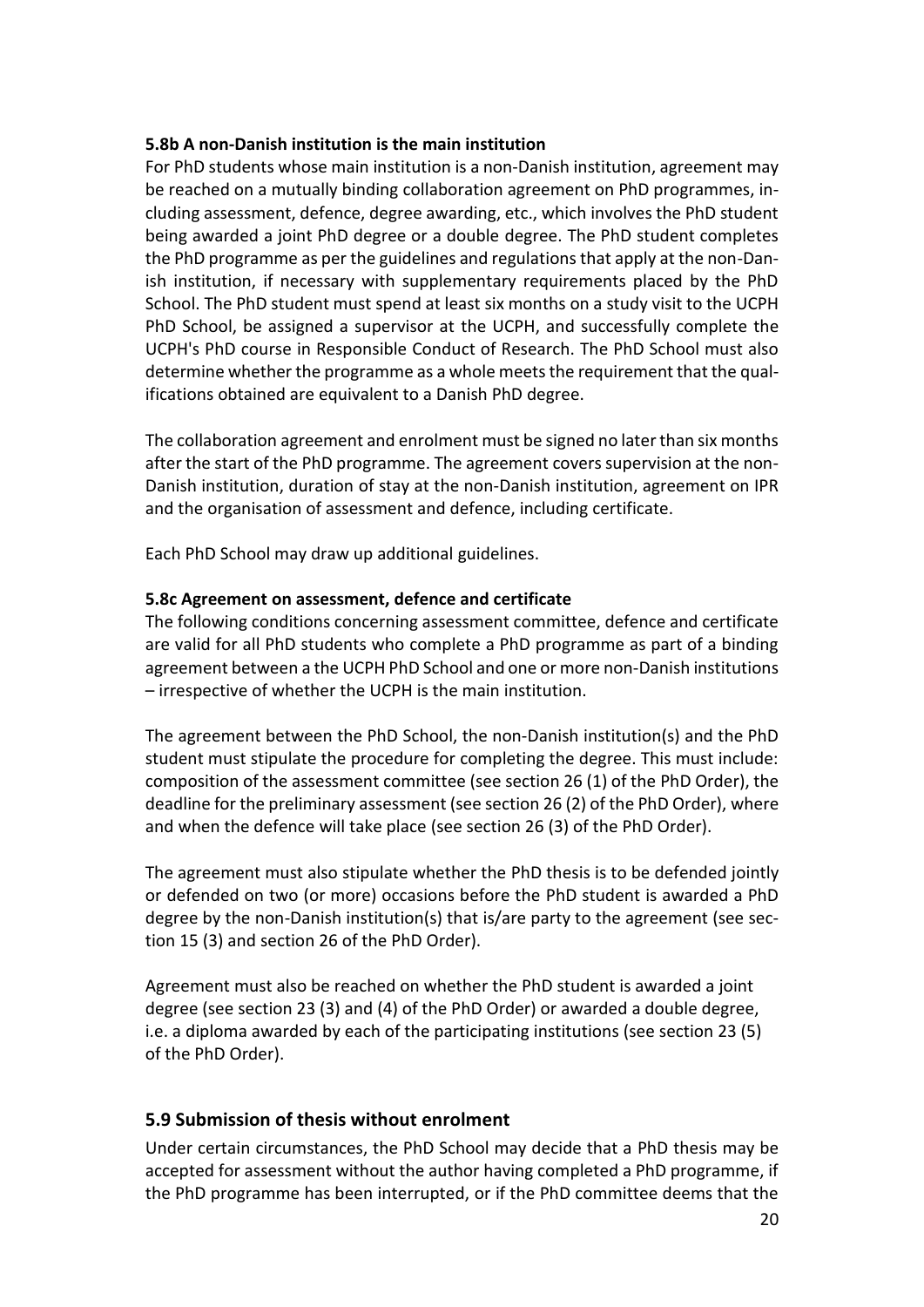**5.8b A non-Danish institution is the main institution**

For PhD students whose main institution is a non-Danish institution, agreement may be reached on a mutually binding collaboration agreement on PhD programmes, including assessment, defence, degree awarding, etc., which involves the PhD student being awarded a joint PhD degree or a double degree. The PhD student completes the PhD programme as per the guidelines and regulations that apply at the non-Danish institution, if necessary with supplementary requirements placed by the PhD School. The PhD student must spend at least six months on a study visit to the UCPH PhD School, be assigned a supervisor at the UCPH, and successfully complete the UCPH's PhD course in Responsible Conduct of Research. The PhD School must also determine whether the programme as a whole meets the requirement that the qualifications obtained are equivalent to a Danish PhD degree.

The collaboration agreement and enrolment must be signed no later than six months after the start of the PhD programme. The agreement covers supervision at the non-Danish institution, duration of stay at the non-Danish institution, agreement on IPR and the organisation of assessment and defence, including certificate.

Each PhD School may draw up additional guidelines.

**5.8c Agreement on assessment, defence and certificate**

The following conditions concerning assessment committee, defence and certificate are valid for all PhD students who complete a PhD programme as part of a binding agreement between a the UCPH PhD School and one or more non-Danish institutions – irrespective of whether the UCPH is the main institution.

The agreement between the PhD School, the non-Danish institution(s) and the PhD student must stipulate the procedure for completing the degree. This must include: composition of the assessment committee (see section 26 (1) of the PhD Order), the deadline for the preliminary assessment (see section 26 (2) of the PhD Order), where and when the defence will take place (see section 26 (3) of the PhD Order).

The agreement must also stipulate whether the PhD thesis is to be defended jointly or defended on two (or more) occasions before the PhD student is awarded a PhD degree by the non-Danish institution(s) that is/are party to the agreement (see section 15 (3) and section 26 of the PhD Order).

Agreement must also be reached on whether the PhD student is awarded a joint degree (see section 23 (3) and (4) of the PhD Order) or awarded a double degree, i.e. a diploma awarded by each of the participating institutions (see section 23 (5) of the PhD Order).

## 5.9 Submission of thesis without enrolment

Under certain circumstances, the PhD School may decide that a PhD thesis may be accepted for assessment without the author having completed a PhD programme, if the PhD programme has been interrupted, or if the PhD committee deems that the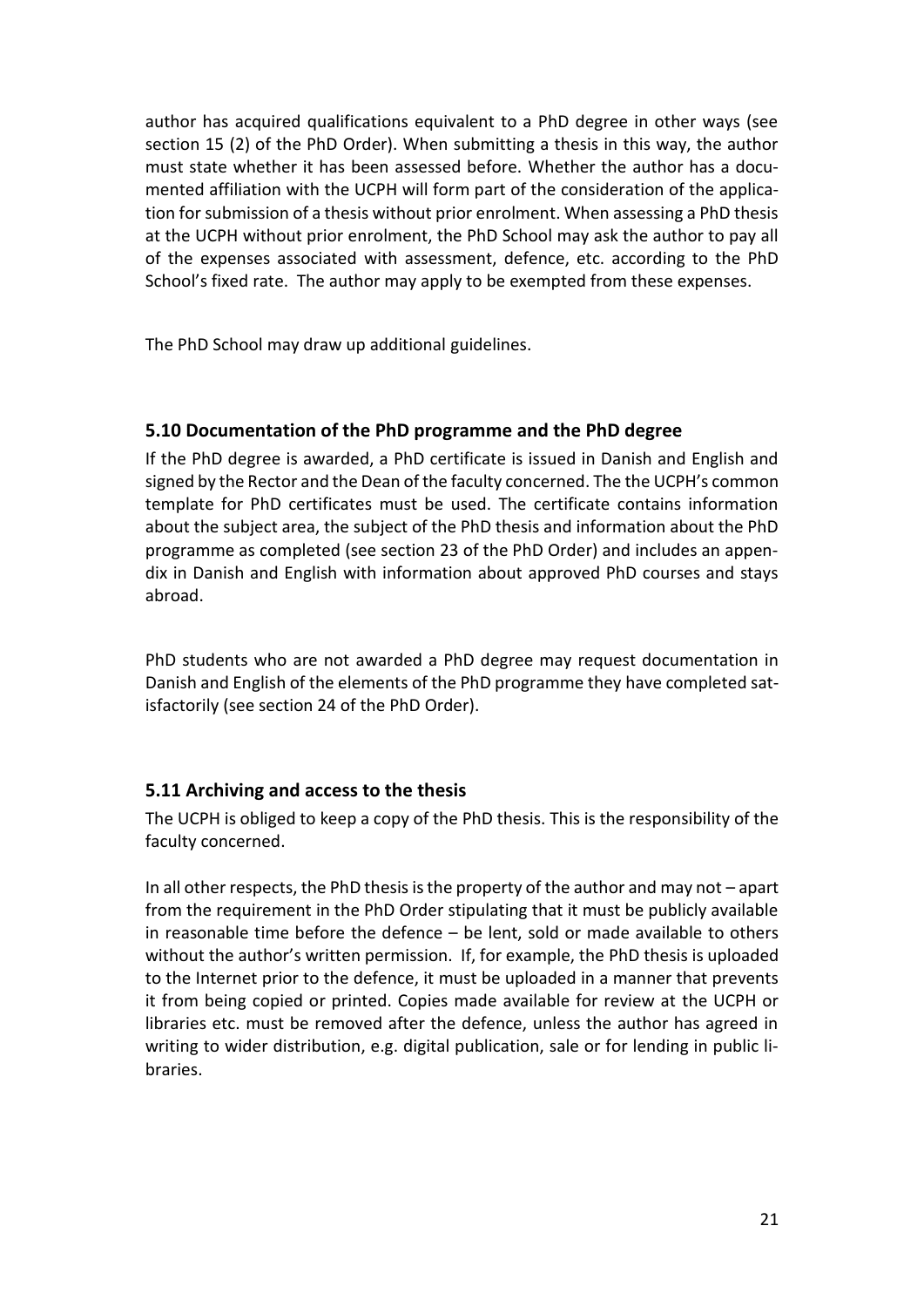author has acquired qualifications equivalent to a PhD degree in other ways (see section 15 (2) of the PhD Order). When submitting a thesis in this way, the author must state whether it has been assessed before. Whether the author has a documented affiliation with the UCPH will form part of the consideration of the application for submission of a thesis without prior enrolment. When assessing a PhD thesis at the UCPH without prior enrolment, the PhD School may ask the author to pay all of the expenses associated with assessment, defence, etc. according to the PhD School's fixed rate. The author may apply to be exempted from these expenses.

The PhD School may draw up additional guidelines.

### 5.10 Documentation of the PhD programme and the PhD degree

If the PhD degree is awarded, a PhD certificate is issued in Danish and English and signed by the Rector and the Dean of the faculty concerned. The the UCPH's common template for PhD certificates must be used. The certificate contains information about the subject area, the subject of the PhD thesis and information about the PhD programme as completed (see section 23 of the PhD Order) and includes an appendix in Danish and English with information about approved PhD courses and stays abroad.

PhD students who are not awarded a PhD degree may request documentation in Danish and English of the elements of the PhD programme they have completed satisfactorily (see section 24 of the PhD Order).

### 5.11 Archiving and access to the thesis

The UCPH is obliged to keep a copy of the PhD thesis. This is the responsibility of the faculty concerned.

In all other respects, the PhD thesis is the property of the author and may not – apart from the requirement in the PhD Order stipulating that it must be publicly available in reasonable time before the defence – be lent, sold or made available to others without the author's written permission. If, for example, the PhD thesis is uploaded to the Internet prior to the defence, it must be uploaded in a manner that prevents it from being copied or printed. Copies made available for review at the UCPH or libraries etc. must be removed after the defence, unless the author has agreed in writing to wider distribution, e.g. digital publication, sale or for lending in public libraries.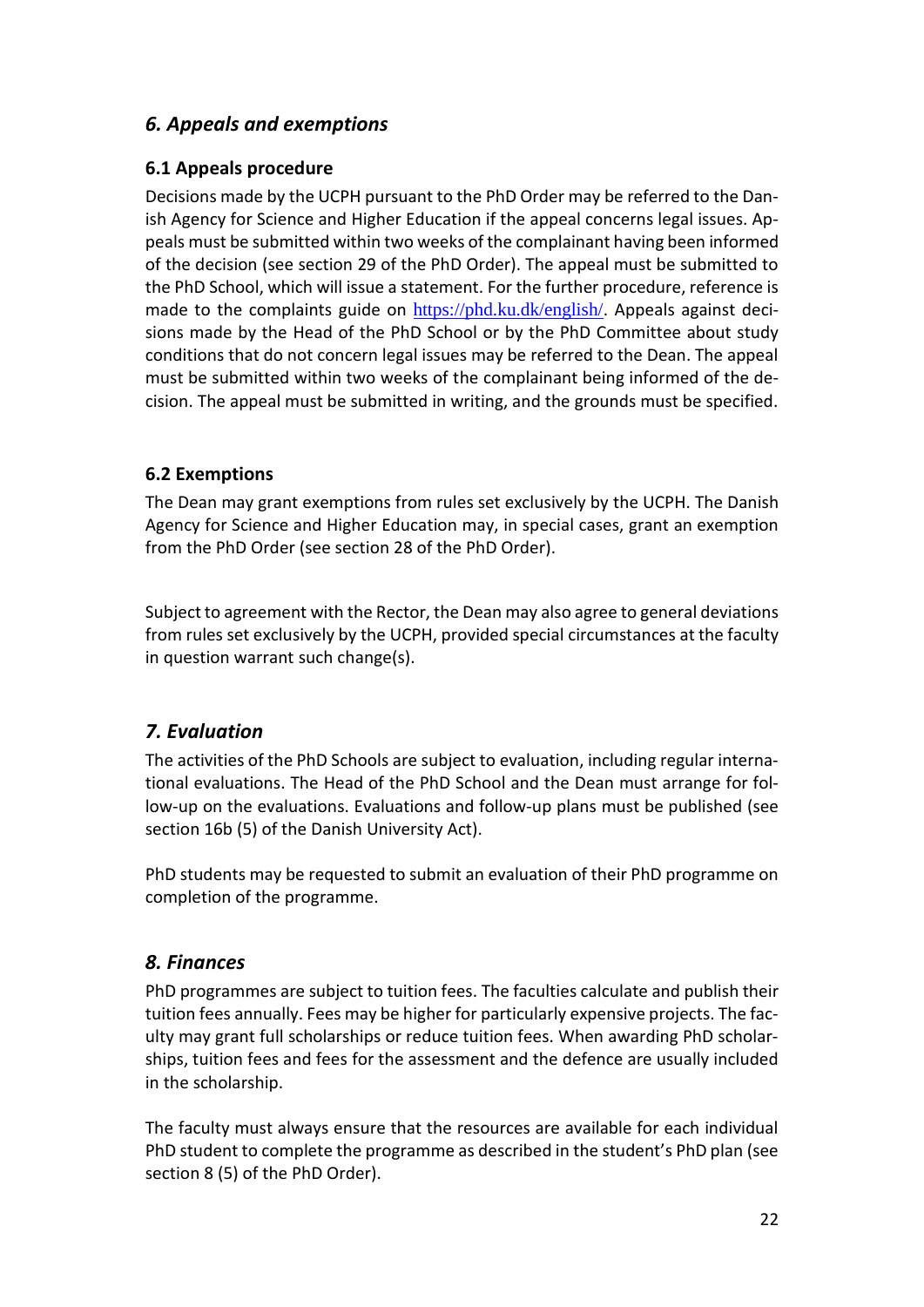## *6. Appeals and exemptions*

### 6.1 Appeals procedure

Decisions made by the UCPH pursuant to the PhD Order may be referred to the Danish Agency for Science and Higher Education if the appeal concerns legal issues. Appeals must be submitted within two weeks of the complainant having been informed of the decision (see section 29 of the PhD Order). The appeal must be submitted to the PhD School, which will issue a statement. For the further procedure, reference is made to the complaints guide on https://phd.ku.dk/english/. Appeals against decisions made by the Head of the PhD School or by the PhD Committee about study conditions that do not concern legal issues may be referred to the Dean. The appeal must be submitted within two weeks of the complainant being informed of the decision. The appeal must be submitted in writing, and the grounds must be specified.

### 6.2 Exemptions

The Dean may grant exemptions from rules set exclusively by the UCPH. The Danish Agency for Science and Higher Education may, in special cases, grant an exemption from the PhD Order (see section 28 of the PhD Order).

Subject to agreement with the Rector, the Dean may also agree to general deviations from rules set exclusively by the UCPH, provided special circumstances at the faculty in question warrant such change(s).

## *7. Evaluation*

The activities of the PhD Schools are subject to evaluation, including regular international evaluations. The Head of the PhD School and the Dean must arrange for follow-up on the evaluations. Evaluations and follow-up plans must be published (see section 16b (5) of the Danish University Act).

PhD students may be requested to submit an evaluation of their PhD programme on completion of the programme.

## *8. Finances*

PhD programmes are subject to tuition fees. The faculties calculate and publish their tuition fees annually. Fees may be higher for particularly expensive projects. The faculty may grant full scholarships or reduce tuition fees. When awarding PhD scholarships, tuition fees and fees for the assessment and the defence are usually included in the scholarship.

The faculty must always ensure that the resources are available for each individual PhD student to complete the programme as described in the student's PhD plan (see section 8 (5) of the PhD Order).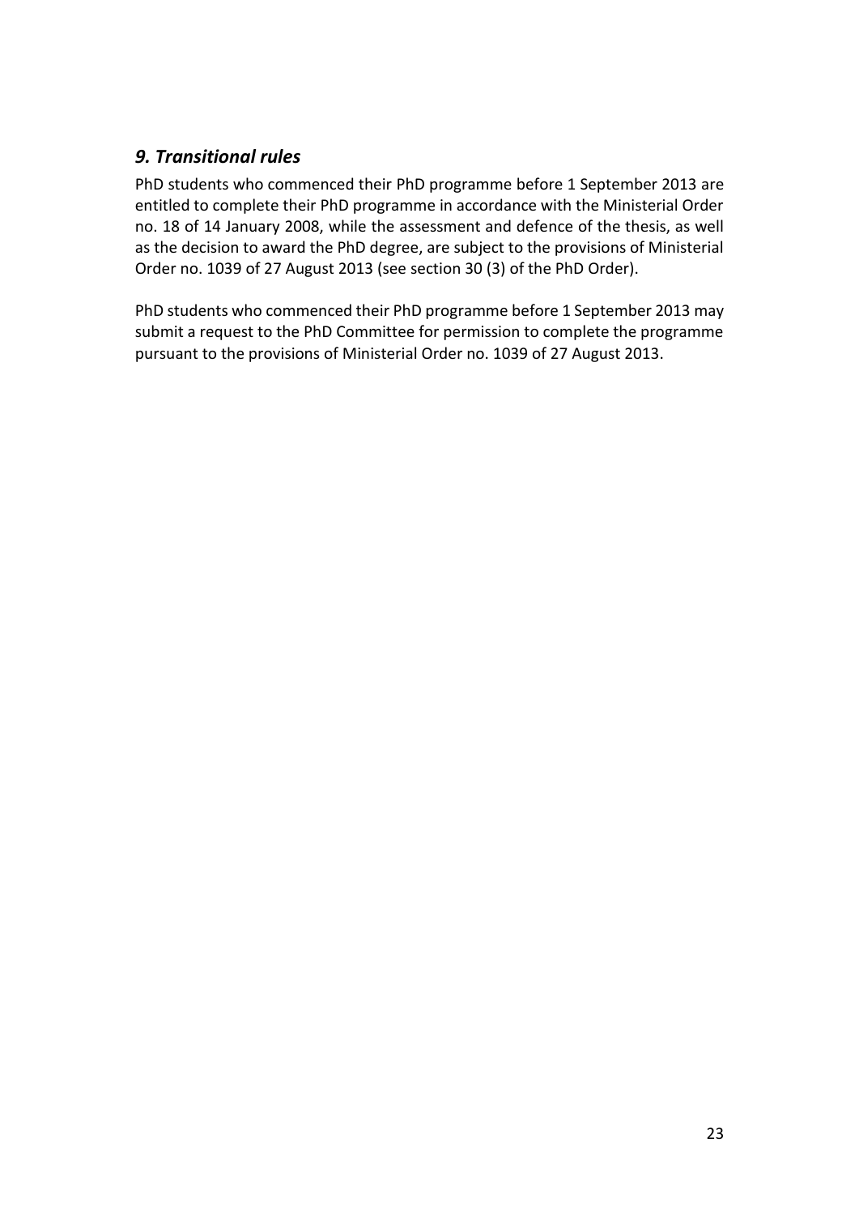## *9. Transitional rules*

PhD students who commenced their PhD programme before 1 September 2013 are entitled to complete their PhD programme in accordance with the Ministerial Order no. 18 of 14 January 2008, while the assessment and defence of the thesis, as well as the decision to award the PhD degree, are subject to the provisions of Ministerial Order no. 1039 of 27 August 2013 (see section 30 (3) of the PhD Order).

PhD students who commenced their PhD programme before 1 September 2013 may submit a request to the PhD Committee for permission to complete the programme pursuant to the provisions of Ministerial Order no. 1039 of 27 August 2013.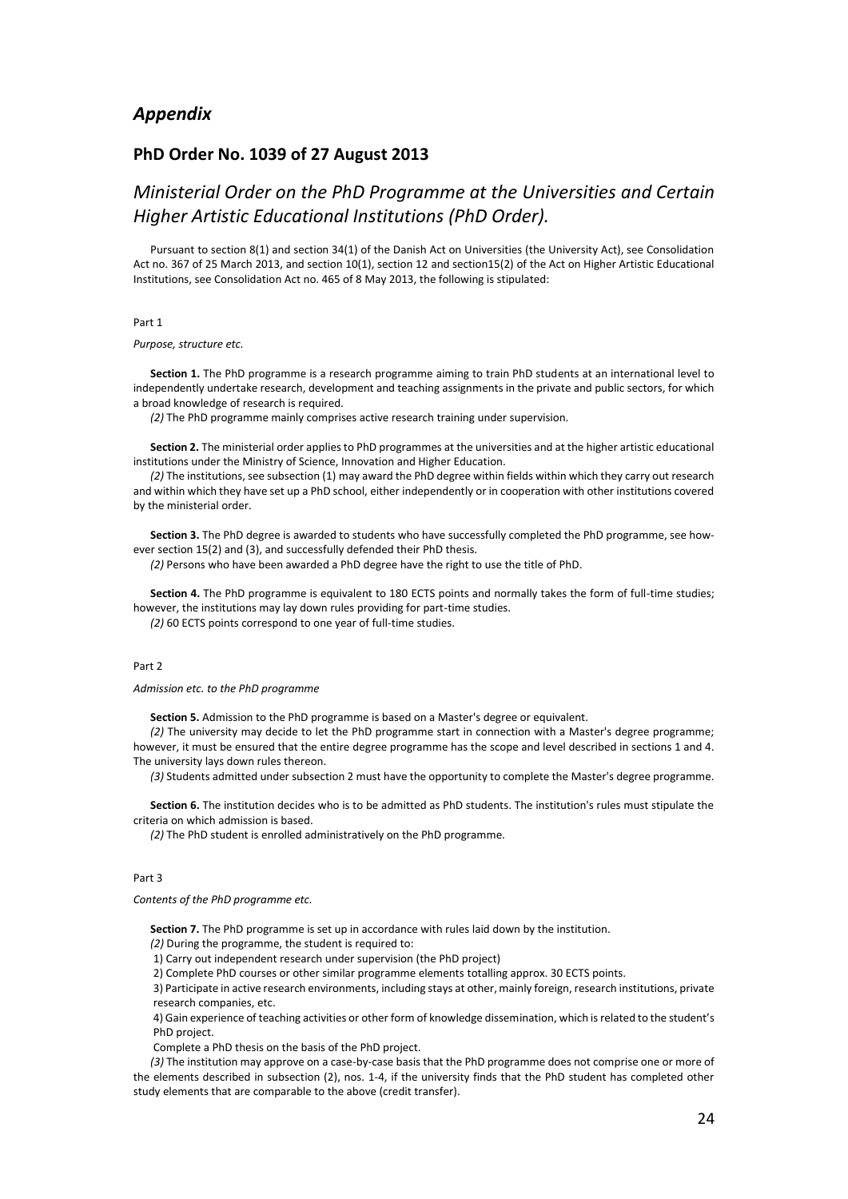## *Appendix*

### PhD Order No. 1039 of 27 August 2013

## *Ministerial Order on the PhD Programme at the Universities and Certain Higher Artistic Educational Institutions (PhD Order).*

Pursuant to section 8(1) and section 34(1) of the Danish Act on Universities (the University Act), see Consolidation Act no. 367 of 25 March 2013, and section 10(1), section 12 and section15(2) of the Act on Higher Artistic Educational Institutions, see Consolidation Act no. 465 of 8 May 2013, the following is stipulated:

Part 1

*Purpose, structure etc.*

**Section 1.** The PhD programme is a research programme aiming to train PhD students at an international level to independently undertake research, development and teaching assignments in the private and public sectors, for which a broad knowledge of research is required.

*(2)* The PhD programme mainly comprises active research training under supervision.

**Section 2.** The ministerial order applies to PhD programmes at the universities and at the higher artistic educational institutions under the Ministry of Science, Innovation and Higher Education.

*(2)* The institutions, see subsection (1) may award the PhD degree within fields within which they carry out research and within which they have set up a PhD school, either independently or in cooperation with other institutions covered by the ministerial order.

**Section 3.** The PhD degree is awarded to students who have successfully completed the PhD programme, see however section 15(2) and (3), and successfully defended their PhD thesis.

*(2)* Persons who have been awarded a PhD degree have the right to use the title of PhD.

**Section 4.** The PhD programme is equivalent to 180 ECTS points and normally takes the form of full-time studies; however, the institutions may lay down rules providing for part-time studies.

*(2)* 60 ECTS points correspond to one year of full-time studies.

Part 2

*Admission etc. to the PhD programme*

**Section 5.** Admission to the PhD programme is based on a Master's degree or equivalent.

*(2)* The university may decide to let the PhD programme start in connection with a Master's degree programme; however, it must be ensured that the entire degree programme has the scope and level described in sections 1 and 4. The university lays down rules thereon.

*(3)* Students admitted under subsection 2 must have the opportunity to complete the Master's degree programme.

**Section 6.** The institution decides who is to be admitted as PhD students. The institution's rules must stipulate the criteria on which admission is based.

*(2)* The PhD student is enrolled administratively on the PhD programme.

Part 3

*Contents of the PhD programme etc.*

**Section 7.** The PhD programme is set up in accordance with rules laid down by the institution.

*(2)* During the programme, the student is required to:

1) Carry out independent research under supervision (the PhD project)

2) Complete PhD courses or other similar programme elements totalling approx. 30 ECTS points.

3) Participate in active research environments, including stays at other, mainly foreign, research institutions, private research companies, etc.

4) Gain experience of teaching activities or other form of knowledge dissemination, which is related to the student's PhD project.

Complete a PhD thesis on the basis of the PhD project.

*(3)* The institution may approve on a case-by-case basis that the PhD programme does not comprise one or more of the elements described in subsection (2), nos. 1-4, if the university finds that the PhD student has completed other study elements that are comparable to the above (credit transfer).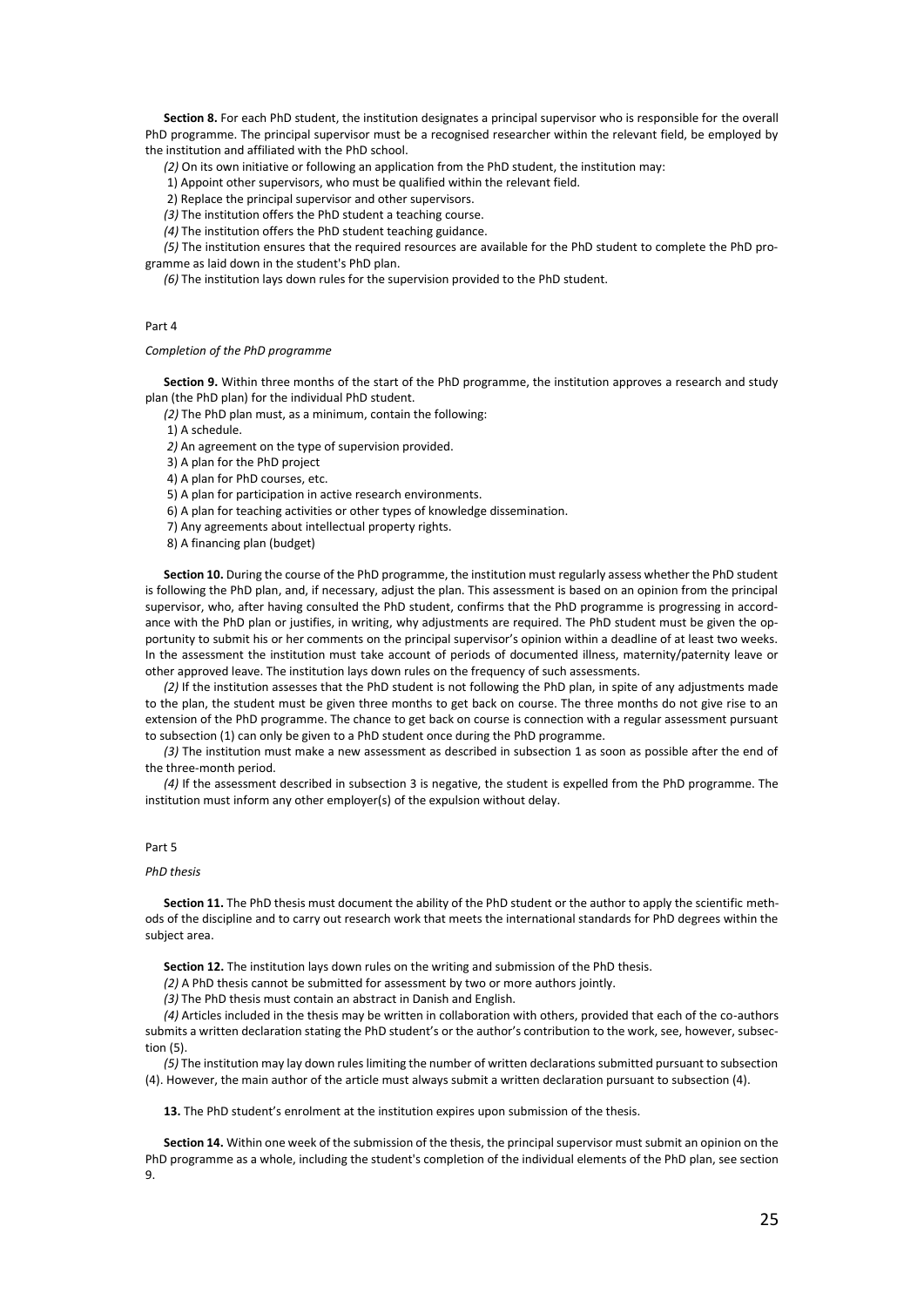**Section 8.** For each PhD student, the institution designates a principal supervisor who is responsible for the overall PhD programme. The principal supervisor must be a recognised researcher within the relevant field, be employed by the institution and affiliated with the PhD school.

*(2)* On its own initiative or following an application from the PhD student, the institution may:

1) Appoint other supervisors, who must be qualified within the relevant field.

2) Replace the principal supervisor and other supervisors.

*(3)* The institution offers the PhD student a teaching course.

*(4)* The institution offers the PhD student teaching guidance.

*(5)* The institution ensures that the required resources are available for the PhD student to complete the PhD programme as laid down in the student's PhD plan.

*(6)* The institution lays down rules for the supervision provided to the PhD student.

Part 4

*Completion of the PhD programme*

**Section 9.** Within three months of the start of the PhD programme, the institution approves a research and study plan (the PhD plan) for the individual PhD student.

*(2)* The PhD plan must, as a minimum, contain the following:

1) A schedule.

*2)* An agreement on the type of supervision provided.

3) A plan for the PhD project

4) A plan for PhD courses, etc.

5) A plan for participation in active research environments.

6) A plan for teaching activities or other types of knowledge dissemination.

7) Any agreements about intellectual property rights.

8) A financing plan (budget)

**Section 10.** During the course of the PhD programme, the institution must regularly assess whether the PhD student is following the PhD plan, and, if necessary, adjust the plan. This assessment is based on an opinion from the principal supervisor, who, after having consulted the PhD student, confirms that the PhD programme is progressing in accordance with the PhD plan or justifies, in writing, why adjustments are required. The PhD student must be given the opportunity to submit his or her comments on the principal supervisor's opinion within a deadline of at least two weeks. In the assessment the institution must take account of periods of documented illness, maternity/paternity leave or other approved leave. The institution lays down rules on the frequency of such assessments.

*(2)* If the institution assesses that the PhD student is not following the PhD plan, in spite of any adjustments made to the plan, the student must be given three months to get back on course. The three months do not give rise to an extension of the PhD programme. The chance to get back on course is connection with a regular assessment pursuant to subsection (1) can only be given to a PhD student once during the PhD programme.

*(3)* The institution must make a new assessment as described in subsection 1 as soon as possible after the end of the three-month period.

*(4)* If the assessment described in subsection 3 is negative, the student is expelled from the PhD programme. The institution must inform any other employer(s) of the expulsion without delay.

Part 5

*PhD thesis*

**Section 11.** The PhD thesis must document the ability of the PhD student or the author to apply the scientific methods of the discipline and to carry out research work that meets the international standards for PhD degrees within the subject area.

**Section 12.** The institution lays down rules on the writing and submission of the PhD thesis.

*(2)* A PhD thesis cannot be submitted for assessment by two or more authors jointly.

*(3)* The PhD thesis must contain an abstract in Danish and English.

*(4)* Articles included in the thesis may be written in collaboration with others, provided that each of the co-authors submits a written declaration stating the PhD student's or the author's contribution to the work, see, however, subsection (5).

*(5)* The institution may lay down rules limiting the number of written declarations submitted pursuant to subsection (4). However, the main author of the article must always submit a written declaration pursuant to subsection (4).

**13.** The PhD student's enrolment at the institution expires upon submission of the thesis.

**Section 14.** Within one week of the submission of the thesis, the principal supervisor must submit an opinion on the PhD programme as a whole, including the student's completion of the individual elements of the PhD plan, see section 9.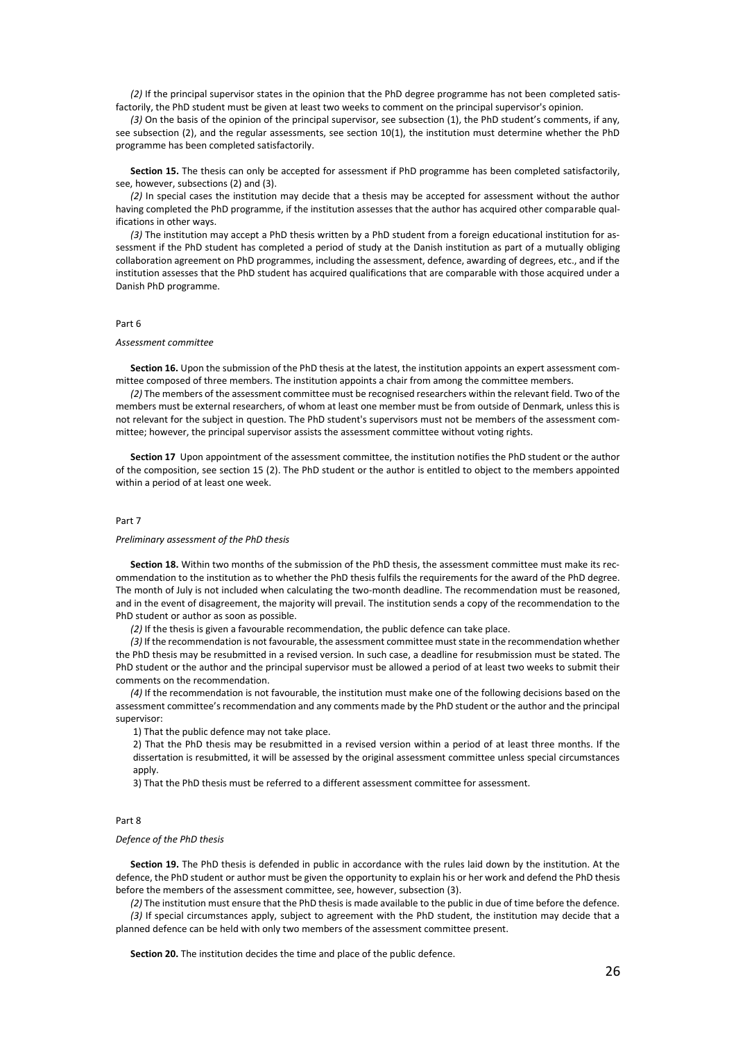*(2)* If the principal supervisor states in the opinion that the PhD degree programme has not been completed satisfactorily, the PhD student must be given at least two weeks to comment on the principal supervisor's opinion.

*(3)* On the basis of the opinion of the principal supervisor, see subsection (1), the PhD student's comments, if any, see subsection (2), and the regular assessments, see section 10(1), the institution must determine whether the PhD programme has been completed satisfactorily.

**Section 15.** The thesis can only be accepted for assessment if PhD programme has been completed satisfactorily, see, however, subsections (2) and (3).

*(2)* In special cases the institution may decide that a thesis may be accepted for assessment without the author having completed the PhD programme, if the institution assesses that the author has acquired other comparable qualifications in other ways.

*(3)* The institution may accept a PhD thesis written by a PhD student from a foreign educational institution for assessment if the PhD student has completed a period of study at the Danish institution as part of a mutually obliging collaboration agreement on PhD programmes, including the assessment, defence, awarding of degrees, etc., and if the institution assesses that the PhD student has acquired qualifications that are comparable with those acquired under a Danish PhD programme.

Part 6

*Assessment committee*

**Section 16.** Upon the submission of the PhD thesis at the latest, the institution appoints an expert assessment committee composed of three members. The institution appoints a chair from among the committee members.

*(2)* The members of the assessment committee must be recognised researchers within the relevant field. Two of the members must be external researchers, of whom at least one member must be from outside of Denmark, unless this is not relevant for the subject in question. The PhD student's supervisors must not be members of the assessment committee; however, the principal supervisor assists the assessment committee without voting rights.

**Section 17** Upon appointment of the assessment committee, the institution notifies the PhD student or the author of the composition, see section 15 (2). The PhD student or the author is entitled to object to the members appointed within a period of at least one week.

Part 7

*Preliminary assessment of the PhD thesis*

**Section 18.** Within two months of the submission of the PhD thesis, the assessment committee must make its recommendation to the institution as to whether the PhD thesis fulfils the requirements for the award of the PhD degree. The month of July is not included when calculating the two-month deadline. The recommendation must be reasoned, and in the event of disagreement, the majority will prevail. The institution sends a copy of the recommendation to the PhD student or author as soon as possible.

*(2)* If the thesis is given a favourable recommendation, the public defence can take place.

*(3)* If the recommendation is not favourable, the assessment committee must state in the recommendation whether the PhD thesis may be resubmitted in a revised version. In such case, a deadline for resubmission must be stated. The PhD student or the author and the principal supervisor must be allowed a period of at least two weeks to submit their comments on the recommendation.

*(4)* If the recommendation is not favourable, the institution must make one of the following decisions based on the assessment committee's recommendation and any comments made by the PhD student or the author and the principal supervisor:

1) That the public defence may not take place.

2) That the PhD thesis may be resubmitted in a revised version within a period of at least three months. If the dissertation is resubmitted, it will be assessed by the original assessment committee unless special circumstances apply.

3) That the PhD thesis must be referred to a different assessment committee for assessment.

Part 8

*Defence of the PhD thesis*

**Section 19.** The PhD thesis is defended in public in accordance with the rules laid down by the institution. At the defence, the PhD student or author must be given the opportunity to explain his or her work and defend the PhD thesis before the members of the assessment committee, see, however, subsection (3).

*(2)* The institution must ensure that the PhD thesis is made available to the public in due of time before the defence.

*(3)* If special circumstances apply, subject to agreement with the PhD student, the institution may decide that a planned defence can be held with only two members of the assessment committee present.

**Section 20.** The institution decides the time and place of the public defence.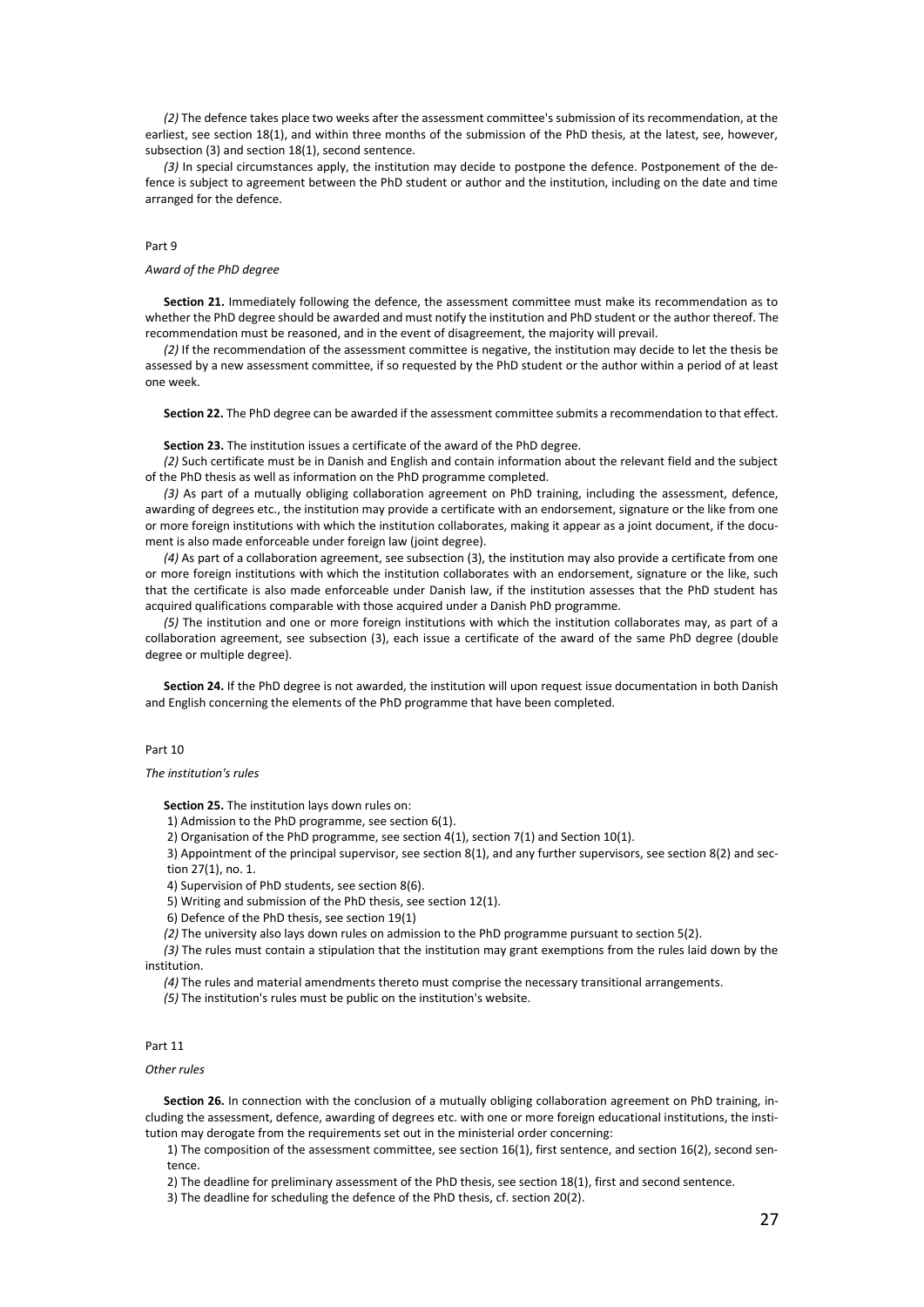*(2)* The defence takes place two weeks after the assessment committee's submission of its recommendation, at the earliest, see section 18(1), and within three months of the submission of the PhD thesis, at the latest, see, however, subsection (3) and section 18(1), second sentence.

*(3)* In special circumstances apply, the institution may decide to postpone the defence. Postponement of the defence is subject to agreement between the PhD student or author and the institution, including on the date and time arranged for the defence.

Part 9

*Award of the PhD degree*

**Section 21.** Immediately following the defence, the assessment committee must make its recommendation as to whether the PhD degree should be awarded and must notify the institution and PhD student or the author thereof. The recommendation must be reasoned, and in the event of disagreement, the majority will prevail.

*(2)* If the recommendation of the assessment committee is negative, the institution may decide to let the thesis be assessed by a new assessment committee, if so requested by the PhD student or the author within a period of at least one week.

**Section 22.** The PhD degree can be awarded if the assessment committee submits a recommendation to that effect.

**Section 23.** The institution issues a certificate of the award of the PhD degree.

*(2)* Such certificate must be in Danish and English and contain information about the relevant field and the subject of the PhD thesis as well as information on the PhD programme completed.

*(3)* As part of a mutually obliging collaboration agreement on PhD training, including the assessment, defence, awarding of degrees etc., the institution may provide a certificate with an endorsement, signature or the like from one or more foreign institutions with which the institution collaborates, making it appear as a joint document, if the document is also made enforceable under foreign law (joint degree).

*(4)* As part of a collaboration agreement, see subsection (3), the institution may also provide a certificate from one or more foreign institutions with which the institution collaborates with an endorsement, signature or the like, such that the certificate is also made enforceable under Danish law, if the institution assesses that the PhD student has acquired qualifications comparable with those acquired under a Danish PhD programme.

*(5)* The institution and one or more foreign institutions with which the institution collaborates may, as part of a collaboration agreement, see subsection (3), each issue a certificate of the award of the same PhD degree (double degree or multiple degree).

**Section 24.** If the PhD degree is not awarded, the institution will upon request issue documentation in both Danish and English concerning the elements of the PhD programme that have been completed.

Part 10

*The institution's rules*

**Section 25.** The institution lays down rules on:

1) Admission to the PhD programme, see section 6(1).

2) Organisation of the PhD programme, see section 4(1), section 7(1) and Section 10(1).

3) Appointment of the principal supervisor, see section 8(1), and any further supervisors, see section 8(2) and section 27(1), no. 1.

4) Supervision of PhD students, see section 8(6).

5) Writing and submission of the PhD thesis, see section 12(1).

6) Defence of the PhD thesis, see section 19(1)

*(2)* The university also lays down rules on admission to the PhD programme pursuant to section 5(2).

*(3)* The rules must contain a stipulation that the institution may grant exemptions from the rules laid down by the institution.

*(4)* The rules and material amendments thereto must comprise the necessary transitional arrangements.

*(5)* The institution's rules must be public on the institution's website.

Part 11

*Other rules*

**Section 26.** In connection with the conclusion of a mutually obliging collaboration agreement on PhD training, including the assessment, defence, awarding of degrees etc. with one or more foreign educational institutions, the institution may derogate from the requirements set out in the ministerial order concerning:

1) The composition of the assessment committee, see section 16(1), first sentence, and section 16(2), second sentence.

2) The deadline for preliminary assessment of the PhD thesis, see section 18(1), first and second sentence.

3) The deadline for scheduling the defence of the PhD thesis, cf. section 20(2).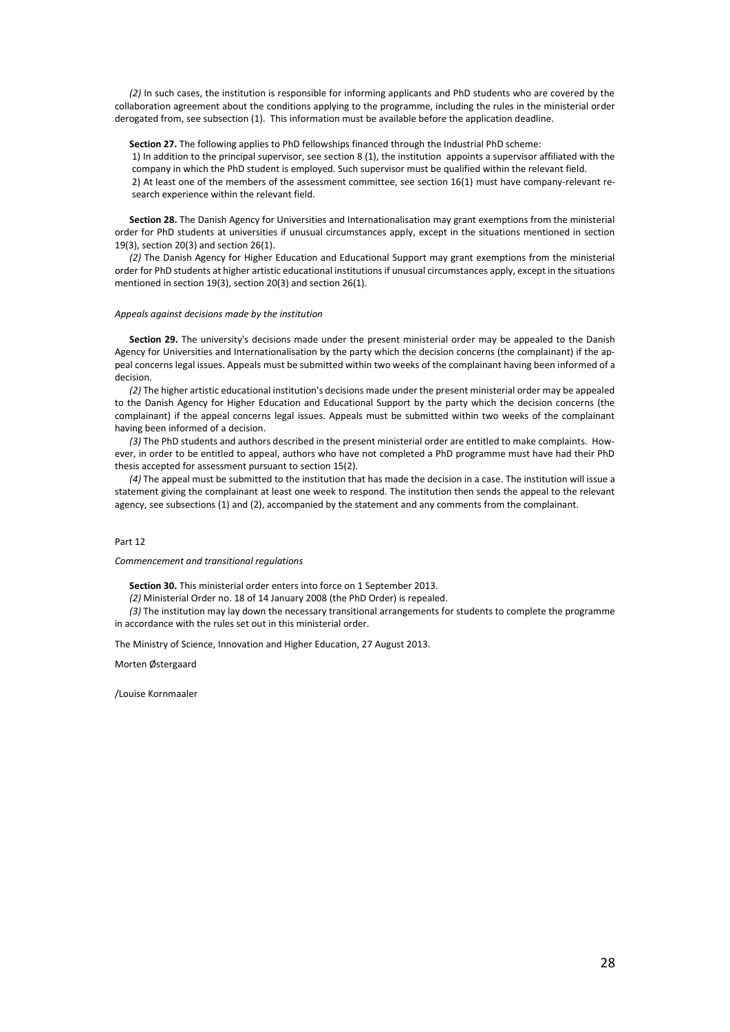*(2)* In such cases, the institution is responsible for informing applicants and PhD students who are covered by the collaboration agreement about the conditions applying to the programme, including the rules in the ministerial order derogated from, see subsection (1). This information must be available before the application deadline.

**Section 27.** The following applies to PhD fellowships financed through the Industrial PhD scheme:

1) In addition to the principal supervisor, see section 8 (1), the institution appoints a supervisor affiliated with the company in which the PhD student is employed. Such supervisor must be qualified within the relevant field.

2) At least one of the members of the assessment committee, see section 16(1) must have company-relevant research experience within the relevant field.

**Section 28.** The Danish Agency for Universities and Internationalisation may grant exemptions from the ministerial order for PhD students at universities if unusual circumstances apply, except in the situations mentioned in section 19(3), section 20(3) and section 26(1).

*(2)* The Danish Agency for Higher Education and Educational Support may grant exemptions from the ministerial order for PhD students at higher artistic educational institutions if unusual circumstances apply, except in the situations mentioned in section 19(3), section 20(3) and section 26(1).

*Appeals against decisions made by the institution*

**Section 29.** The university's decisions made under the present ministerial order may be appealed to the Danish Agency for Universities and Internationalisation by the party which the decision concerns (the complainant) if the appeal concerns legal issues. Appeals must be submitted within two weeks of the complainant having been informed of a decision.

*(2)* The higher artistic educational institution's decisions made under the present ministerial order may be appealed to the Danish Agency for Higher Education and Educational Support by the party which the decision concerns (the complainant) if the appeal concerns legal issues. Appeals must be submitted within two weeks of the complainant having been informed of a decision.

*(3)* The PhD students and authors described in the present ministerial order are entitled to make complaints. However, in order to be entitled to appeal, authors who have not completed a PhD programme must have had their PhD thesis accepted for assessment pursuant to section 15(2).

*(4)* The appeal must be submitted to the institution that has made the decision in a case. The institution will issue a statement giving the complainant at least one week to respond. The institution then sends the appeal to the relevant agency, see subsections (1) and (2), accompanied by the statement and any comments from the complainant.

Part 12

*Commencement and transitional regulations*

**Section 30.** This ministerial order enters into force on 1 September 2013.

*(2)* Ministerial Order no. 18 of 14 January 2008 (the PhD Order) is repealed.

*(3)* The institution may lay down the necessary transitional arrangements for students to complete the programme in accordance with the rules set out in this ministerial order.

The Ministry of Science, Innovation and Higher Education, 27 August 2013.

Morten Østergaard

/Louise Kornmaaler